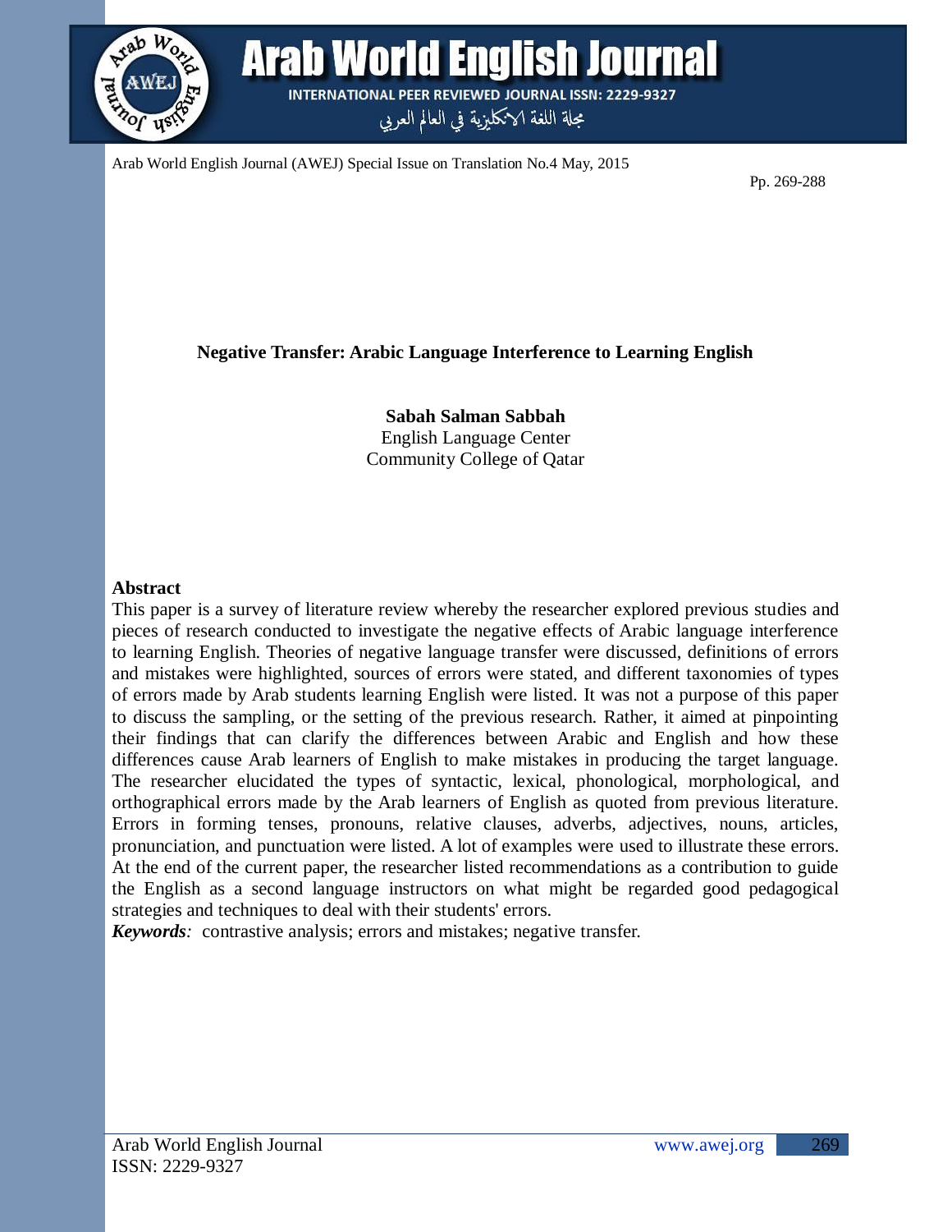# Negative Transfer: Arabic Language Interference to Learning English

**Sabah Salman Sabbah**
English Language Center
Community College of Qatar

## Abstract

This paper is a survey of literature review whereby the researcher explored previous studies and pieces of research conducted to investigate the negative effects of Arabic language interference to learning English. Theories of negative language transfer were discussed, definitions of errors and mistakes were highlighted, sources of errors were stated, and different taxonomies of types of errors made by Arab students learning English were listed. It was not a purpose of this paper to discuss the sampling, or the setting of the previous research. Rather, it aimed at pinpointing their findings that can clarify the differences between Arabic and English and how these differences cause Arab learners of English to make mistakes in producing the target language. The researcher elucidated the types of syntactic, lexical, phonological, morphological, and orthographical errors made by the Arab learners of English as quoted from previous literature. Errors in forming tenses, pronouns, relative clauses, adverbs, adjectives, nouns, articles, pronunciation, and punctuation were listed. A lot of examples were used to illustrate these errors. At the end of the current paper, the researcher listed recommendations as a contribution to guide the English as a second language instructors on what might be regarded good pedagogical strategies and techniques to deal with their students' errors.

***Keywords**:* contrastive analysis; errors and mistakes; negative transfer.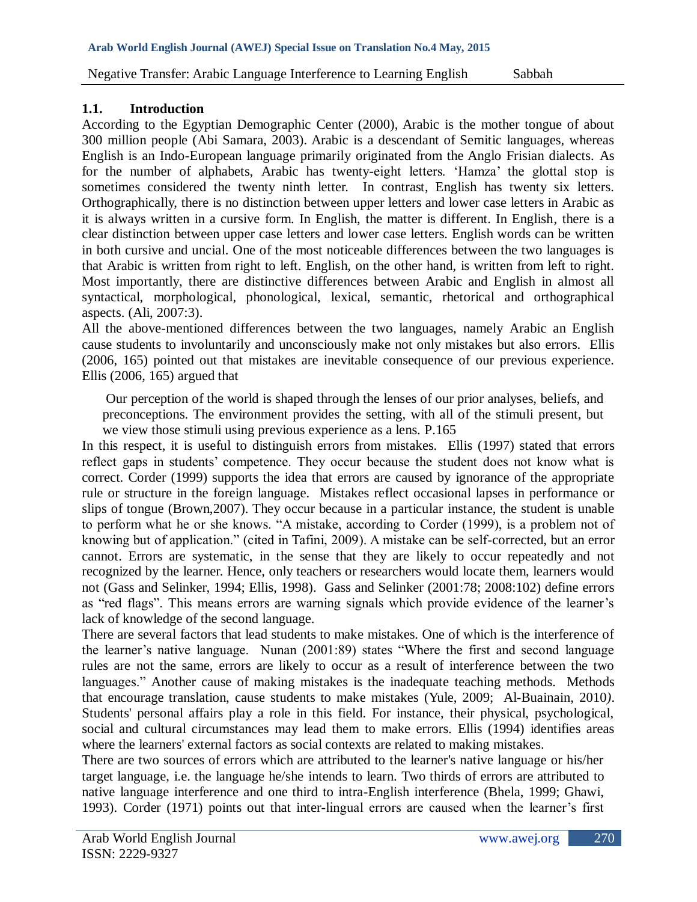### 1.1. Introduction

According to the Egyptian Demographic Center (2000), Arabic is the mother tongue of about 300 million people (Abi Samara, 2003). Arabic is a descendant of Semitic languages, whereas English is an Indo-European language primarily originated from the Anglo Frisian dialects. As for the number of alphabets, Arabic has twenty-eight letters. 'Hamza' the glottal stop is sometimes considered the twenty ninth letter. In contrast, English has twenty six letters. Orthographically, there is no distinction between upper letters and lower case letters in Arabic as it is always written in a cursive form. In English, the matter is different. In English, there is a clear distinction between upper case letters and lower case letters. English words can be written in both cursive and uncial. One of the most noticeable differences between the two languages is that Arabic is written from right to left. English, on the other hand, is written from left to right. Most importantly, there are distinctive differences between Arabic and English in almost all syntactical, morphological, phonological, lexical, semantic, rhetorical and orthographical aspects. (Ali, 2007:3).

All the above-mentioned differences between the two languages, namely Arabic an English cause students to involuntarily and unconsciously make not only mistakes but also errors. Ellis (2006, 165) pointed out that mistakes are inevitable consequence of our previous experience. Ellis (2006, 165) argued that

> Our perception of the world is shaped through the lenses of our prior analyses, beliefs, and preconceptions. The environment provides the setting, with all of the stimuli present, but we view those stimuli using previous experience as a lens. P.165

In this respect, it is useful to distinguish errors from mistakes. Ellis (1997) stated that errors reflect gaps in students' competence. They occur because the student does not know what is correct. Corder (1999) supports the idea that errors are caused by ignorance of the appropriate rule or structure in the foreign language. Mistakes reflect occasional lapses in performance or slips of tongue (Brown,2007). They occur because in a particular instance, the student is unable to perform what he or she knows. "A mistake, according to Corder (1999), is a problem not of knowing but of application." (cited in Tafini, 2009). A mistake can be self-corrected, but an error cannot. Errors are systematic, in the sense that they are likely to occur repeatedly and not recognized by the learner. Hence, only teachers or researchers would locate them, learners would not (Gass and Selinker, 1994; Ellis, 1998). Gass and Selinker (2001:78; 2008:102) define errors as "red flags". This means errors are warning signals which provide evidence of the learner's lack of knowledge of the second language.

There are several factors that lead students to make mistakes. One of which is the interference of the learner's native language. Nunan (2001:89) states "Where the first and second language rules are not the same, errors are likely to occur as a result of interference between the two languages." Another cause of making mistakes is the inadequate teaching methods. Methods that encourage translation, cause students to make mistakes (Yule, 2009; Al-Buainain, 2010). Students' personal affairs play a role in this field. For instance, their physical, psychological, social and cultural circumstances may lead them to make errors. Ellis (1994) identifies areas where the learners' external factors as social contexts are related to making mistakes.

There are two sources of errors which are attributed to the learner's native language or his/her target language, i.e. the language he/she intends to learn. Two thirds of errors are attributed to native language interference and one third to intra-English interference (Bhela, 1999; Ghawi, 1993). Corder (1971) points out that inter-lingual errors are caused when the learner's first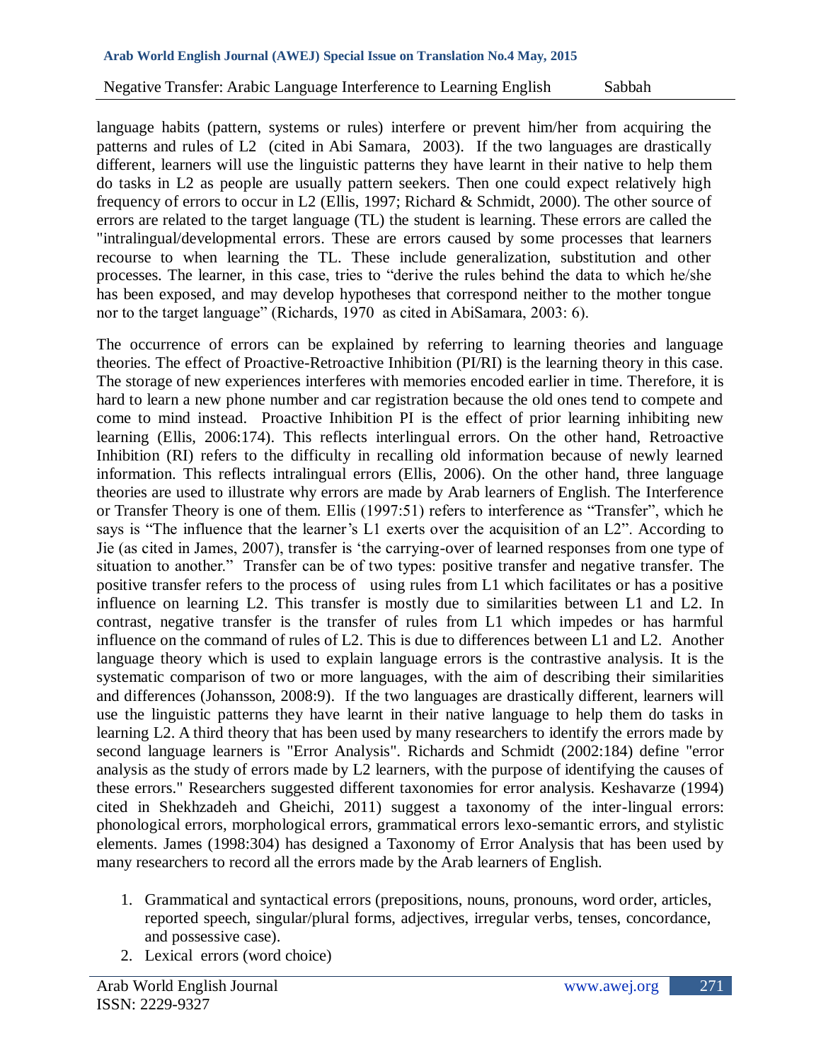language habits (pattern, systems or rules) interfere or prevent him/her from acquiring the patterns and rules of L2 (cited in Abi Samara, 2003). If the two languages are drastically different, learners will use the linguistic patterns they have learnt in their native to help them do tasks in L2 as people are usually pattern seekers. Then one could expect relatively high frequency of errors to occur in L2 (Ellis, 1997; Richard & Schmidt, 2000). The other source of errors are related to the target language (TL) the student is learning. These errors are called the "intralingual/developmental errors. These are errors caused by some processes that learners recourse to when learning the TL. These include generalization, substitution and other processes. The learner, in this case, tries to "derive the rules behind the data to which he/she has been exposed, and may develop hypotheses that correspond neither to the mother tongue nor to the target language" (Richards, 1970 as cited in AbiSamara, 2003: 6).

The occurrence of errors can be explained by referring to learning theories and language theories. The effect of Proactive-Retroactive Inhibition (PI/RI) is the learning theory in this case. The storage of new experiences interferes with memories encoded earlier in time. Therefore, it is hard to learn a new phone number and car registration because the old ones tend to compete and come to mind instead. Proactive Inhibition PI is the effect of prior learning inhibiting new learning (Ellis, 2006:174). This reflects interlingual errors. On the other hand, Retroactive Inhibition (RI) refers to the difficulty in recalling old information because of newly learned information. This reflects intralingual errors (Ellis, 2006). On the other hand, three language theories are used to illustrate why errors are made by Arab learners of English. The Interference or Transfer Theory is one of them. Ellis (1997:51) refers to interference as "Transfer", which he says is "The influence that the learner's L1 exerts over the acquisition of an L2". According to Jie (as cited in James, 2007), transfer is 'the carrying-over of learned responses from one type of situation to another." Transfer can be of two types: positive transfer and negative transfer. The positive transfer refers to the process of using rules from L1 which facilitates or has a positive influence on learning L2. This transfer is mostly due to similarities between L1 and L2. In contrast, negative transfer is the transfer of rules from L1 which impedes or has harmful influence on the command of rules of L2. This is due to differences between L1 and L2. Another language theory which is used to explain language errors is the contrastive analysis. It is the systematic comparison of two or more languages, with the aim of describing their similarities and differences (Johansson, 2008:9). If the two languages are drastically different, learners will use the linguistic patterns they have learnt in their native language to help them do tasks in learning L2. A third theory that has been used by many researchers to identify the errors made by second language learners is "Error Analysis". Richards and Schmidt (2002:184) define "error analysis as the study of errors made by L2 learners, with the purpose of identifying the causes of these errors." Researchers suggested different taxonomies for error analysis. Keshavarze (1994) cited in Shekhzadeh and Gheichi, 2011) suggest a taxonomy of the inter-lingual errors: phonological errors, morphological errors, grammatical errors lexo-semantic errors, and stylistic elements. James (1998:304) has designed a Taxonomy of Error Analysis that has been used by many researchers to record all the errors made by the Arab learners of English.

1. Grammatical and syntactical errors (prepositions, nouns, pronouns, word order, articles, reported speech, singular/plural forms, adjectives, irregular verbs, tenses, concordance, and possessive case).
2. Lexical errors (word choice)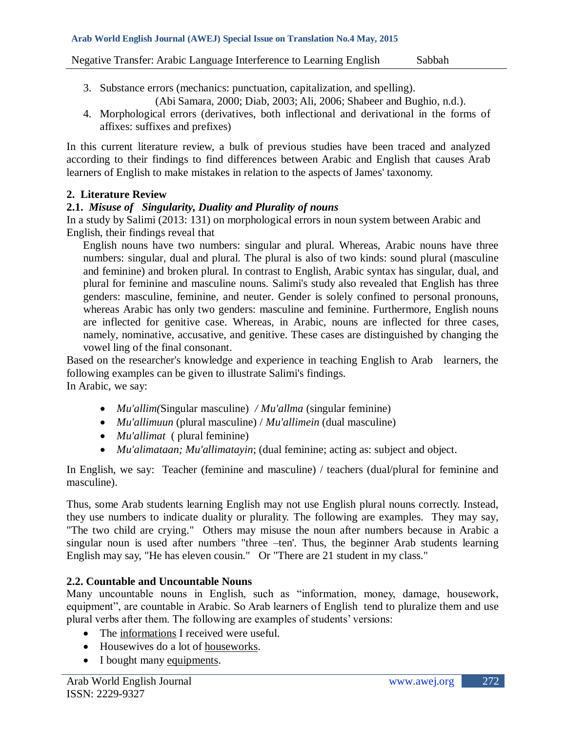3. Substance errors (mechanics: punctuation, capitalization, and spelling).
   (Abi Samara, 2000; Diab, 2003; Ali, 2006; Shabeer and Bughio, n.d.).
4. Morphological errors (derivatives, both inflectional and derivational in the forms of affixes: suffixes and prefixes)

In this current literature review, a bulk of previous studies have been traced and analyzed according to their findings to find differences between Arabic and English that causes Arab learners of English to make mistakes in relation to the aspects of James' taxonomy.

## 2. Literature Review

### 2.1. *Misuse of Singularity, Duality and Plurality of nouns*

In a study by Salimi (2013: 131) on morphological errors in noun system between Arabic and English, their findings reveal that

> English nouns have two numbers: singular and plural. Whereas, Arabic nouns have three numbers: singular, dual and plural. The plural is also of two kinds: sound plural (masculine and feminine) and broken plural. In contrast to English, Arabic syntax has singular, dual, and plural for feminine and masculine nouns. Salimi's study also revealed that English has three genders: masculine, feminine, and neuter. Gender is solely confined to personal pronouns, whereas Arabic has only two genders: masculine and feminine. Furthermore, English nouns are inflected for genitive case. Whereas, in Arabic, nouns are inflected for three cases, namely, nominative, accusative, and genitive. These cases are distinguished by changing the vowel ling of the final consonant.

Based on the researcher's knowledge and experience in teaching English to Arab learners, the following examples can be given to illustrate Salimi's findings.
In Arabic, we say:

- *Mu'allim(*Singular masculine) */ Mu'allma* (singular feminine)
- *Mu'allimuun* (plural masculine) / *Mu'allimein* (dual masculine)
- *Mu'allimat* ( plural feminine)
- *Mu'alimataan; Mu'allimatayin*; (dual feminine; acting as: subject and object.

In English, we say: Teacher (feminine and masculine) / teachers (dual/plural for feminine and masculine).

Thus, some Arab students learning English may not use English plural nouns correctly. Instead, they use numbers to indicate duality or plurality. The following are examples. They may say, "The two child are crying." Others may misuse the noun after numbers because in Arabic a singular noun is used after numbers "three –ten'. Thus, the beginner Arab students learning English may say, "He has eleven cousin." Or "There are 21 student in my class."

### 2.2. Countable and Uncountable Nouns

Many uncountable nouns in English, such as "information, money, damage, housework, equipment", are countable in Arabic. So Arab learners of English tend to pluralize them and use plural verbs after them. The following are examples of students' versions:

- The <u>informations</u> I received were useful.
- Housewives do a lot of <u>houseworks</u>.
- I bought many <u>equipments</u>.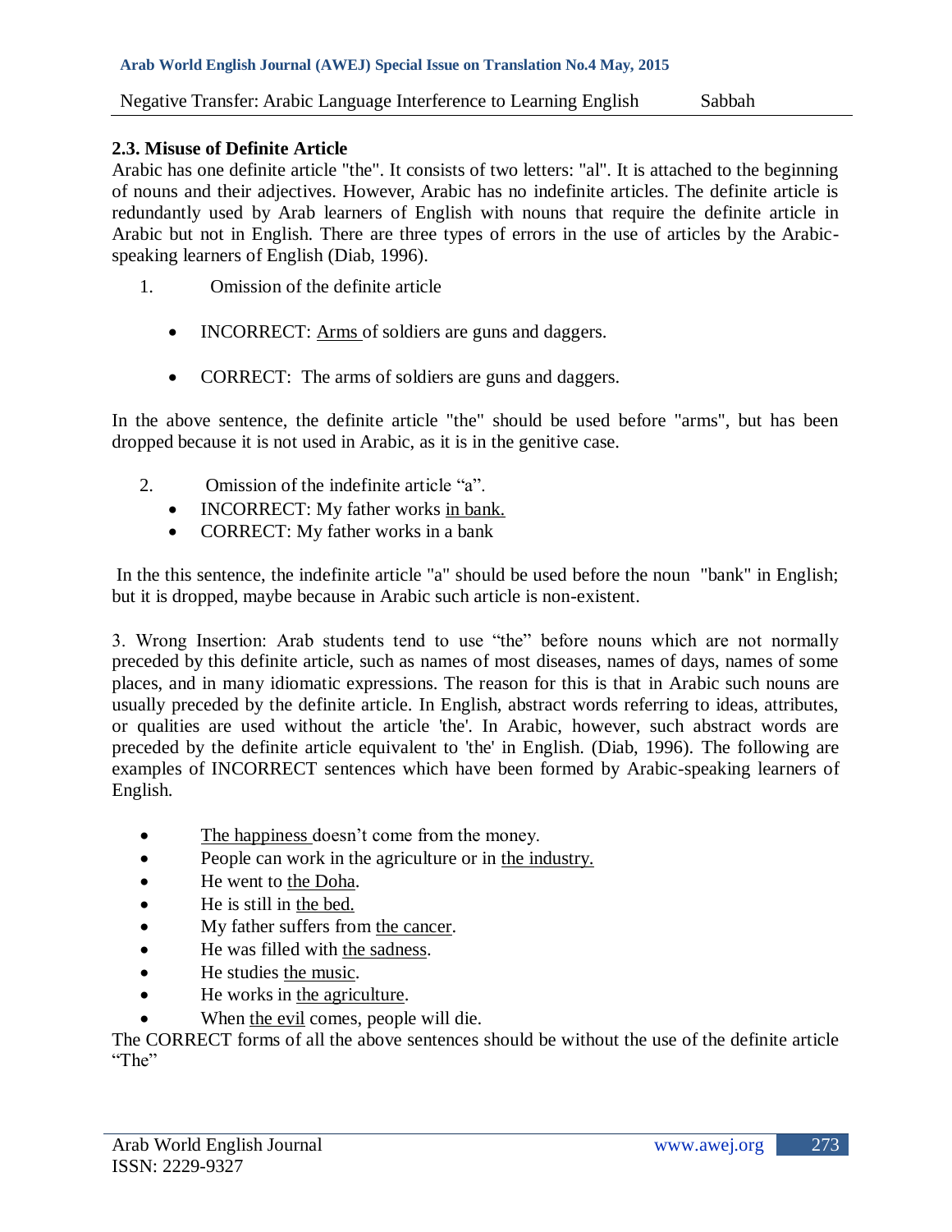### 2.3. Misuse of Definite Article

Arabic has one definite article "the". It consists of two letters: "al". It is attached to the beginning of nouns and their adjectives. However, Arabic has no indefinite articles. The definite article is redundantly used by Arab learners of English with nouns that require the definite article in Arabic but not in English. There are three types of errors in the use of articles by the Arabic-speaking learners of English (Diab, 1996).

1. Omission of the definite article

- INCORRECT: Arms of soldiers are guns and daggers.
- CORRECT: The arms of soldiers are guns and daggers.

In the above sentence, the definite article "the" should be used before "arms", but has been dropped because it is not used in Arabic, as it is in the genitive case.

2. Omission of the indefinite article "a".
   - INCORRECT: My father works in bank.
   - CORRECT: My father works in a bank

In the this sentence, the indefinite article "a" should be used before the noun "bank" in English; but it is dropped, maybe because in Arabic such article is non-existent.

3. Wrong Insertion: Arab students tend to use "the" before nouns which are not normally preceded by this definite article, such as names of most diseases, names of days, names of some places, and in many idiomatic expressions. The reason for this is that in Arabic such nouns are usually preceded by the definite article. In English, abstract words referring to ideas, attributes, or qualities are used without the article 'the'. In Arabic, however, such abstract words are preceded by the definite article equivalent to 'the' in English. (Diab, 1996). The following are examples of INCORRECT sentences which have been formed by Arabic-speaking learners of English.

- The happiness doesn't come from the money.
- People can work in the agriculture or in the industry.
- He went to the Doha.
- He is still in the bed.
- My father suffers from the cancer.
- He was filled with the sadness.
- He studies the music.
- He works in the agriculture.
- When the evil comes, people will die.

The CORRECT forms of all the above sentences should be without the use of the definite article "The"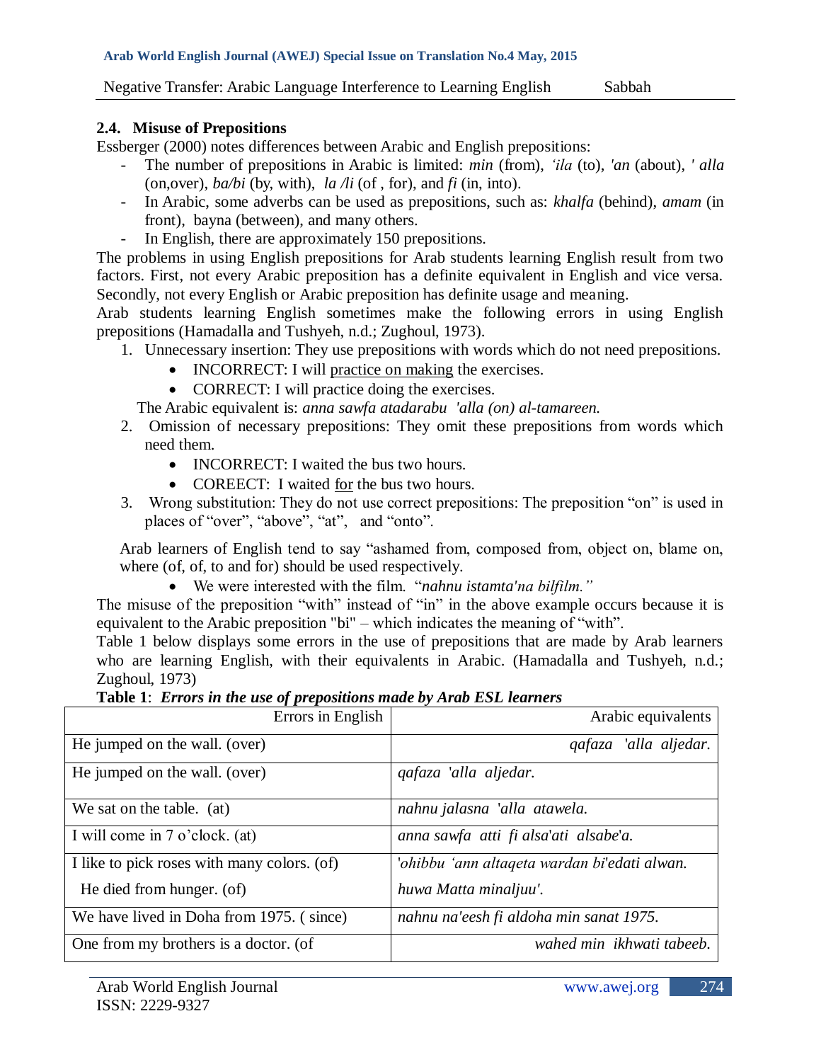### 2.4. Misuse of Prepositions

Essberger (2000) notes differences between Arabic and English prepositions:

- The number of prepositions in Arabic is limited: *min* (from), *'ila* (to), *'an* (about), *' alla* (on,over), *ba/bi* (by, with), *la /li* (of , for), and *fi* (in, into).
- In Arabic, some adverbs can be used as prepositions, such as: *khalfa* (behind), *amam* (in front), bayna (between), and many others.
- In English, there are approximately 150 prepositions.

The problems in using English prepositions for Arab students learning English result from two factors. First, not every Arabic preposition has a definite equivalent in English and vice versa. Secondly, not every English or Arabic preposition has definite usage and meaning.

Arab students learning English sometimes make the following errors in using English prepositions (Hamadalla and Tushyeh, n.d.; Zughoul, 1973).

1. Unnecessary insertion: They use prepositions with words which do not need prepositions.
   - INCORRECT: I will practice on making the exercises.
   - CORRECT: I will practice doing the exercises.

   The Arabic equivalent is: *anna sawfa atadarabu 'alla (on) al-tamareen.*
2. Omission of necessary prepositions: They omit these prepositions from words which need them.
   - INCORRECT: I waited the bus two hours.
   - COREECT: I waited for the bus two hours.
3. Wrong substitution: They do not use correct prepositions: The preposition "on" is used in places of "over", "above", "at", and "onto".

   Arab learners of English tend to say "ashamed from, composed from, object on, blame on, where (of, of, to and for) should be used respectively.

   - We were interested with the film. "*nahnu istamta'na bilfilm."*

The misuse of the preposition "with" instead of "in" in the above example occurs because it is equivalent to the Arabic preposition "bi" – which indicates the meaning of "with".

Table 1 below displays some errors in the use of prepositions that are made by Arab learners who are learning English, with their equivalents in Arabic. (Hamadalla and Tushyeh, n.d.; Zughoul, 1973)

**Table 1**: ***Errors in the use of prepositions made by Arab ESL learners***

| Errors in English | Arabic equivalents |
|---|---|
| He jumped on the wall. (over) | *qafaza 'alla aljedar.* |
| He jumped on the wall. (over) | *qafaza 'alla aljedar.* |
| We sat on the table. (at) | *nahnu jalasna 'alla atawela.* |
| I will come in 7 o'clock. (at) | *anna sawfa atti fi alsa'ati alsabe'a.* |
| I like to pick roses with many colors. (of)<br>He died from hunger. (of) | *'ohibbu 'ann altaqeta wardan bi'edati alwan.*<br>*huwa Matta minaljuu'.* |
| We have lived in Doha from 1975. ( since) | *nahnu na'eesh fi aldoha min sanat 1975.* |
| One from my brothers is a doctor. (of | *wahed min ikhwati tabeeb.* |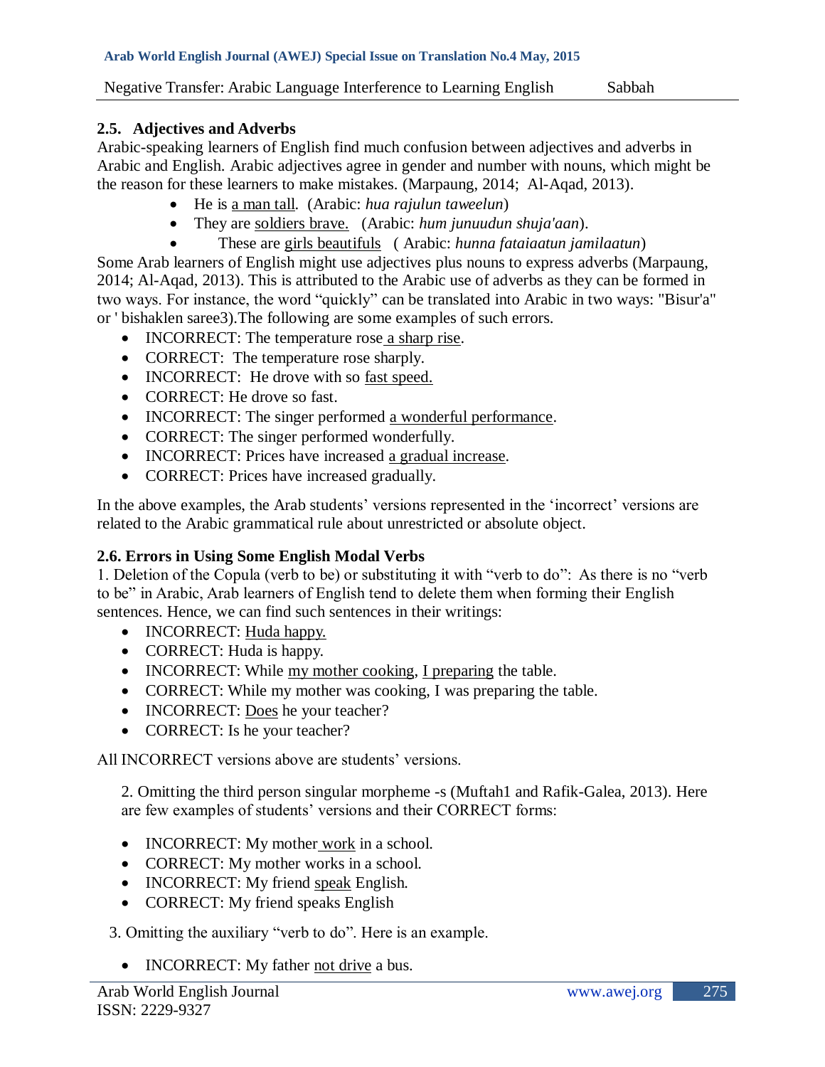### 2.5. Adjectives and Adverbs

Arabic-speaking learners of English find much confusion between adjectives and adverbs in Arabic and English. Arabic adjectives agree in gender and number with nouns, which might be the reason for these learners to make mistakes. (Marpaung, 2014; Al-Aqad, 2013).

- He is a man tall. (Arabic: *hua rajulun taweelun*)
- They are soldiers brave. (Arabic: *hum junuudun shuja'aan*).
- These are girls beautifuls ( Arabic: *hunna fataiaatun jamilaatun*)

Some Arab learners of English might use adjectives plus nouns to express adverbs (Marpaung, 2014; Al-Aqad, 2013). This is attributed to the Arabic use of adverbs as they can be formed in two ways. For instance, the word "quickly" can be translated into Arabic in two ways: "Bisur'a" or ' bishaklen saree3).The following are some examples of such errors.

- INCORRECT: The temperature rose a sharp rise.
- CORRECT: The temperature rose sharply.
- INCORRECT: He drove with so fast speed.
- CORRECT: He drove so fast.
- INCORRECT: The singer performed a wonderful performance.
- CORRECT: The singer performed wonderfully.
- INCORRECT: Prices have increased a gradual increase.
- CORRECT: Prices have increased gradually.

In the above examples, the Arab students' versions represented in the 'incorrect' versions are related to the Arabic grammatical rule about unrestricted or absolute object.

### 2.6. Errors in Using Some English Modal Verbs

1. Deletion of the Copula (verb to be) or substituting it with "verb to do": As there is no "verb to be" in Arabic, Arab learners of English tend to delete them when forming their English sentences. Hence, we can find such sentences in their writings:

- INCORRECT: Huda happy.
- CORRECT: Huda is happy.
- INCORRECT: While my mother cooking, I preparing the table.
- CORRECT: While my mother was cooking, I was preparing the table.
- INCORRECT: Does he your teacher?
- CORRECT: Is he your teacher?

All INCORRECT versions above are students' versions.

2. Omitting the third person singular morpheme -s (Muftah1 and Rafik-Galea, 2013). Here are few examples of students' versions and their CORRECT forms:

- INCORRECT: My mother work in a school.
- CORRECT: My mother works in a school.
- INCORRECT: My friend speak English.
- CORRECT: My friend speaks English

3. Omitting the auxiliary "verb to do". Here is an example.

- INCORRECT: My father not drive a bus.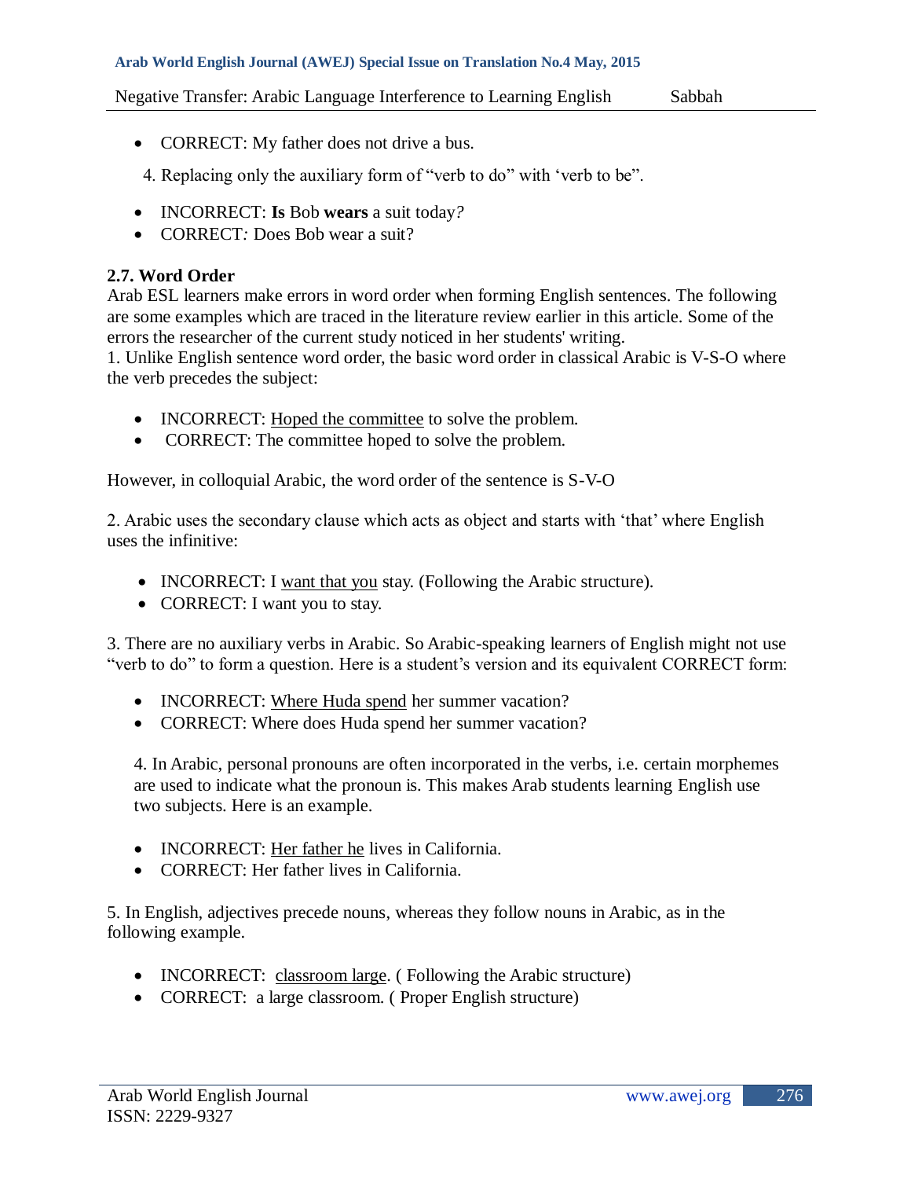- CORRECT: My father does not drive a bus.

4. Replacing only the auxiliary form of "verb to do" with 'verb to be".

- INCORRECT: **Is** Bob **wears** a suit today?
- CORRECT: Does Bob wear a suit?

### 2.7. Word Order

Arab ESL learners make errors in word order when forming English sentences. The following are some examples which are traced in the literature review earlier in this article. Some of the errors the researcher of the current study noticed in her students' writing.

1. Unlike English sentence word order, the basic word order in classical Arabic is V-S-O where the verb precedes the subject:

- INCORRECT: <u>Hoped the committee</u> to solve the problem.
- CORRECT: The committee hoped to solve the problem.

However, in colloquial Arabic, the word order of the sentence is S-V-O

2. Arabic uses the secondary clause which acts as object and starts with 'that' where English uses the infinitive:

- INCORRECT: I <u>want that you</u> stay. (Following the Arabic structure).
- CORRECT: I want you to stay.

3. There are no auxiliary verbs in Arabic. So Arabic-speaking learners of English might not use "verb to do" to form a question. Here is a student's version and its equivalent CORRECT form:

- INCORRECT: <u>Where Huda spend</u> her summer vacation?
- CORRECT: Where does Huda spend her summer vacation?

4. In Arabic, personal pronouns are often incorporated in the verbs, i.e. certain morphemes are used to indicate what the pronoun is. This makes Arab students learning English use two subjects. Here is an example.

- INCORRECT: <u>Her father he</u> lives in California.
- CORRECT: Her father lives in California.

5. In English, adjectives precede nouns, whereas they follow nouns in Arabic, as in the following example.

- INCORRECT: <u>classroom large</u>. ( Following the Arabic structure)
- CORRECT: a large classroom. ( Proper English structure)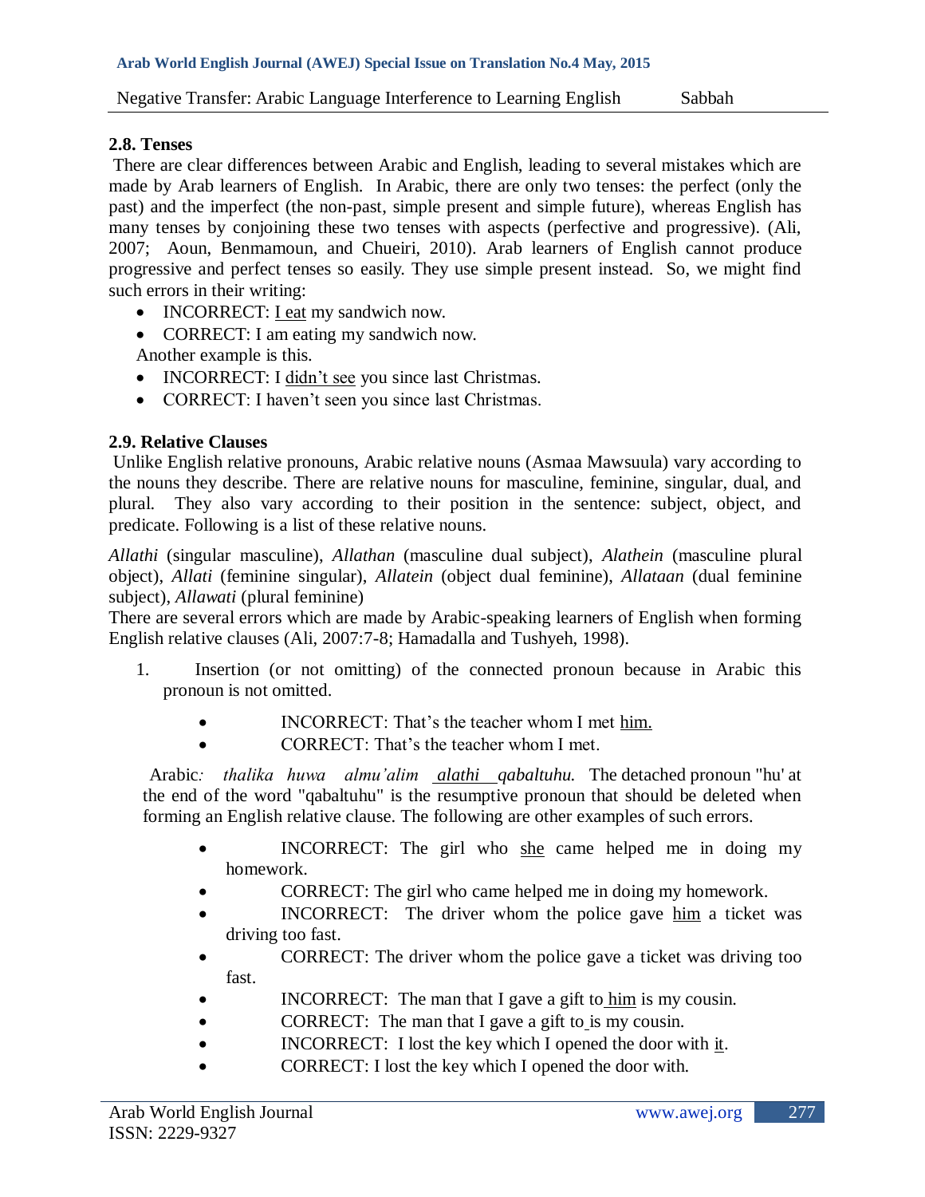### 2.8. Tenses

There are clear differences between Arabic and English, leading to several mistakes which are made by Arab learners of English. In Arabic, there are only two tenses: the perfect (only the past) and the imperfect (the non-past, simple present and simple future), whereas English has many tenses by conjoining these two tenses with aspects (perfective and progressive). (Ali, 2007; Aoun, Benmamoun, and Chueiri, 2010). Arab learners of English cannot produce progressive and perfect tenses so easily. They use simple present instead. So, we might find such errors in their writing:

- INCORRECT: <u>I eat</u> my sandwich now.
- CORRECT: I am eating my sandwich now.

Another example is this.

- INCORRECT: I <u>didn't see</u> you since last Christmas.
- CORRECT: I haven't seen you since last Christmas.

### 2.9. Relative Clauses

Unlike English relative pronouns, Arabic relative nouns (Asmaa Mawsuula) vary according to the nouns they describe. There are relative nouns for masculine, feminine, singular, dual, and plural. They also vary according to their position in the sentence: subject, object, and predicate. Following is a list of these relative nouns.

*Allathi* (singular masculine), *Allathan* (masculine dual subject), *Alathein* (masculine plural object), *Allati* (feminine singular), *Allatein* (object dual feminine), *Allataan* (dual feminine subject), *Allawati* (plural feminine)

There are several errors which are made by Arabic-speaking learners of English when forming English relative clauses (Ali, 2007:7-8; Hamadalla and Tushyeh, 1998).

1. Insertion (or not omitting) of the connected pronoun because in Arabic this pronoun is not omitted.

    - INCORRECT: That's the teacher whom I met <u>him.</u>
    - CORRECT: That's the teacher whom I met.

    Arabic*: thalika huwa almu'alim* <u>*alathi*</u> *qabaltuhu.* The detached pronoun "hu' at the end of the word "qabaltuhu" is the resumptive pronoun that should be deleted when forming an English relative clause. The following are other examples of such errors.

    - INCORRECT: The girl who <u>she</u> came helped me in doing my homework.
    - CORRECT: The girl who came helped me in doing my homework.
    - INCORRECT: The driver whom the police gave <u>him</u> a ticket was driving too fast.
    - CORRECT: The driver whom the police gave a ticket was driving too fast.
    - INCORRECT: The man that I gave a gift to <u>him</u> is my cousin.
    - CORRECT: The man that I gave a gift to is my cousin.
    - INCORRECT: I lost the key which I opened the door with <u>it</u>.
    - CORRECT: I lost the key which I opened the door with.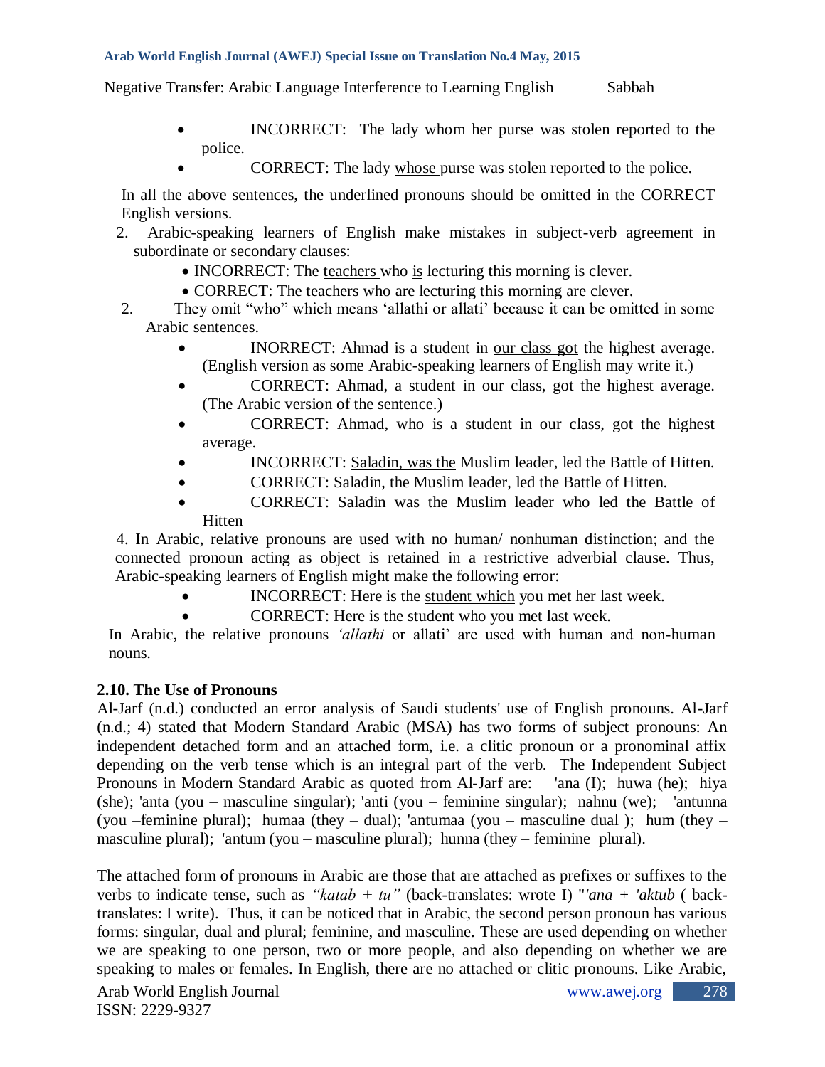- INCORRECT: The lady <u>whom her</u> purse was stolen reported to the police.
- CORRECT: The lady <u>whose</u> purse was stolen reported to the police.

In all the above sentences, the underlined pronouns should be omitted in the CORRECT English versions.

2. Arabic-speaking learners of English make mistakes in subject-verb agreement in subordinate or secondary clauses:
   - INCORRECT: The <u>teachers</u> who <u>is</u> lecturing this morning is clever.
   - CORRECT: The teachers who are lecturing this morning are clever.
2. They omit "who" which means 'allathi or allati' because it can be omitted in some Arabic sentences.
   - INORRECT: Ahmad is a student in <u>our class got</u> the highest average. (English version as some Arabic-speaking learners of English may write it.)
   - CORRECT: Ahmad<u>, a student</u> in our class, got the highest average. (The Arabic version of the sentence.)
   - CORRECT: Ahmad, who is a student in our class, got the highest average.
   - INCORRECT: <u>Saladin, was the</u> Muslim leader, led the Battle of Hitten.
   - CORRECT: Saladin, the Muslim leader, led the Battle of Hitten.
   - CORRECT: Saladin was the Muslim leader who led the Battle of Hitten

4. In Arabic, relative pronouns are used with no human/ nonhuman distinction; and the connected pronoun acting as object is retained in a restrictive adverbial clause. Thus, Arabic-speaking learners of English might make the following error:
   - INCORRECT: Here is the <u>student which</u> you met her last week.
   - CORRECT: Here is the student who you met last week.

In Arabic, the relative pronouns *'allathi* or allati' are used with human and non-human nouns.

## 2.10. The Use of Pronouns

Al-Jarf (n.d.) conducted an error analysis of Saudi students' use of English pronouns. Al-Jarf (n.d.; 4) stated that Modern Standard Arabic (MSA) has two forms of subject pronouns: An independent detached form and an attached form, i.e. a clitic pronoun or a pronominal affix depending on the verb tense which is an integral part of the verb. The Independent Subject Pronouns in Modern Standard Arabic as quoted from Al-Jarf are: 'ana (I); huwa (he); hiya (she); 'anta (you – masculine singular); 'anti (you – feminine singular); nahnu (we); 'antunna (you –feminine plural); humaa (they – dual); 'antumaa (you – masculine dual ); hum (they – masculine plural); 'antum (you – masculine plural); hunna (they – feminine plural).

The attached form of pronouns in Arabic are those that are attached as prefixes or suffixes to the verbs to indicate tense, such as *"katab + tu"* (back-translates: wrote I) "*'ana + 'aktub* ( back-translates: I write). Thus, it can be noticed that in Arabic, the second person pronoun has various forms: singular, dual and plural; feminine, and masculine. These are used depending on whether we are speaking to one person, two or more people, and also depending on whether we are speaking to males or females. In English, there are no attached or clitic pronouns. Like Arabic,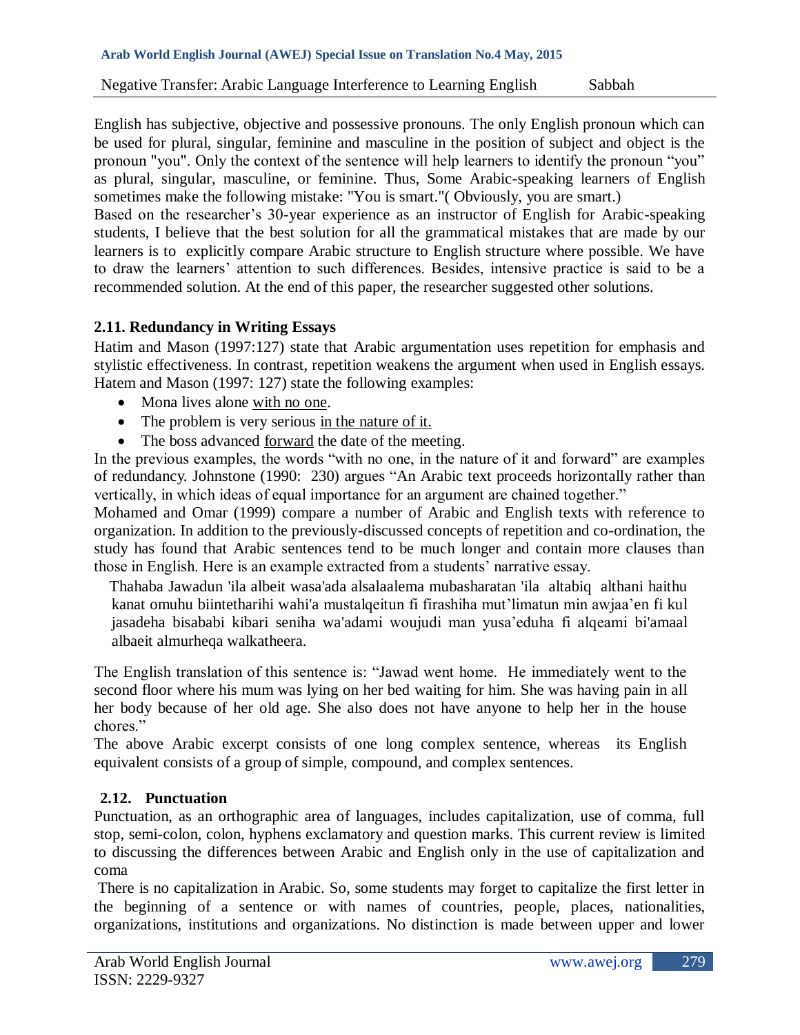English has subjective, objective and possessive pronouns. The only English pronoun which can be used for plural, singular, feminine and masculine in the position of subject and object is the pronoun "you". Only the context of the sentence will help learners to identify the pronoun "you" as plural, singular, masculine, or feminine. Thus, Some Arabic-speaking learners of English sometimes make the following mistake: "You is smart."( Obviously, you are smart.)

Based on the researcher's 30-year experience as an instructor of English for Arabic-speaking students, I believe that the best solution for all the grammatical mistakes that are made by our learners is to explicitly compare Arabic structure to English structure where possible. We have to draw the learners' attention to such differences. Besides, intensive practice is said to be a recommended solution. At the end of this paper, the researcher suggested other solutions.

### 2.11. Redundancy in Writing Essays

Hatim and Mason (1997:127) state that Arabic argumentation uses repetition for emphasis and stylistic effectiveness. In contrast, repetition weakens the argument when used in English essays. Hatem and Mason (1997: 127) state the following examples:

- Mona lives alone <u>with no one</u>.
- The problem is very serious <u>in the nature of it.</u>
- The boss advanced <u>forward</u> the date of the meeting.

In the previous examples, the words "with no one, in the nature of it and forward" are examples of redundancy. Johnstone (1990: 230) argues "An Arabic text proceeds horizontally rather than vertically, in which ideas of equal importance for an argument are chained together."

Mohamed and Omar (1999) compare a number of Arabic and English texts with reference to organization. In addition to the previously-discussed concepts of repetition and co-ordination, the study has found that Arabic sentences tend to be much longer and contain more clauses than those in English. Here is an example extracted from a students' narrative essay.

> Thahaba Jawadun 'ila albeit wasa'ada alsalaalema mubasharatan 'ila altabiq althani haithu kanat omuhu biintetharihi wahi'a mustalqeitun fi firashiha mut'limatun min awjaa'en fi kul jasadeha bisababi kibari seniha wa'adami woujudi man yusa'eduha fi alqeami bi'amaal albaeit almurheqa walkatheera.

The English translation of this sentence is: "Jawad went home. He immediately went to the second floor where his mum was lying on her bed waiting for him. She was having pain in all her body because of her old age. She also does not have anyone to help her in the house chores."

The above Arabic excerpt consists of one long complex sentence, whereas its English equivalent consists of a group of simple, compound, and complex sentences.

### 2.12. Punctuation

Punctuation, as an orthographic area of languages, includes capitalization, use of comma, full stop, semi-colon, colon, hyphens exclamatory and question marks. This current review is limited to discussing the differences between Arabic and English only in the use of capitalization and coma

There is no capitalization in Arabic. So, some students may forget to capitalize the first letter in the beginning of a sentence or with names of countries, people, places, nationalities, organizations, institutions and organizations. No distinction is made between upper and lower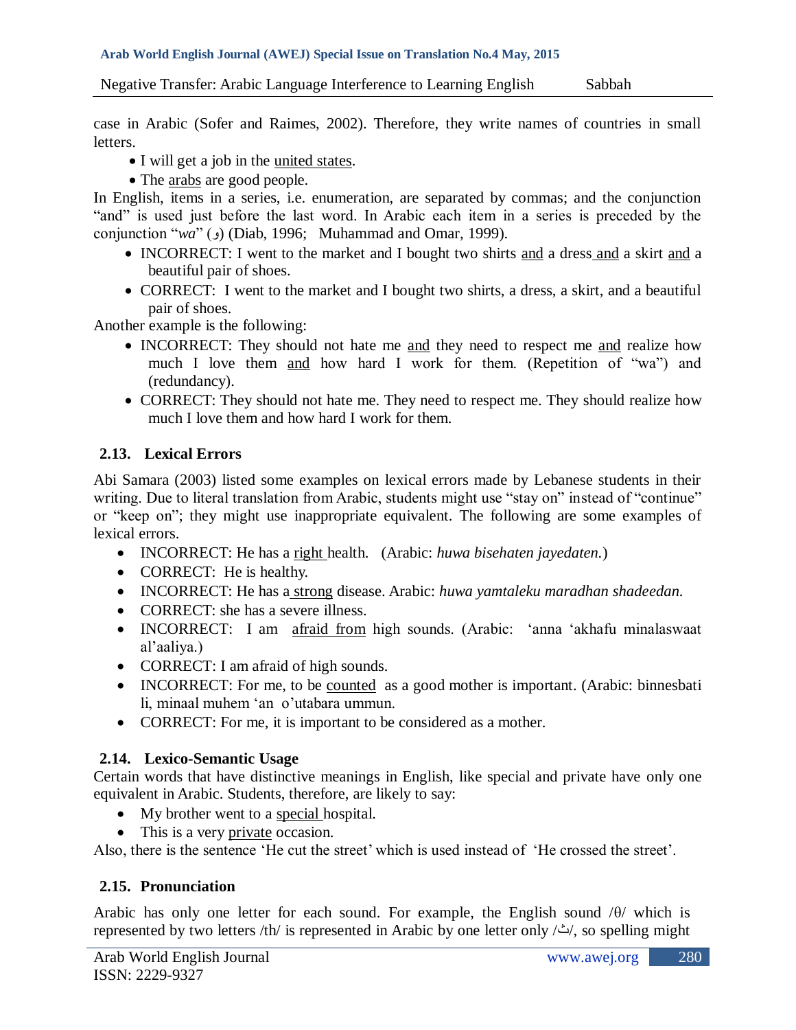case in Arabic (Sofer and Raimes, 2002). Therefore, they write names of countries in small letters.

- I will get a job in the united states.
- The arabs are good people.

In English, items in a series, i.e. enumeration, are separated by commas; and the conjunction "and" is used just before the last word. In Arabic each item in a series is preceded by the conjunction "*wa*" (و) (Diab, 1996; Muhammad and Omar, 1999).

- INCORRECT: I went to the market and I bought two shirts and a dress and a skirt and a beautiful pair of shoes.
- CORRECT: I went to the market and I bought two shirts, a dress, a skirt, and a beautiful pair of shoes.

Another example is the following:

- INCORRECT: They should not hate me and they need to respect me and realize how much I love them and how hard I work for them. (Repetition of "wa") and (redundancy).
- CORRECT: They should not hate me. They need to respect me. They should realize how much I love them and how hard I work for them.

## 2.13. Lexical Errors

Abi Samara (2003) listed some examples on lexical errors made by Lebanese students in their writing. Due to literal translation from Arabic, students might use "stay on" instead of "continue" or "keep on"; they might use inappropriate equivalent. The following are some examples of lexical errors.

- INCORRECT: He has a right health. (Arabic: *huwa bisehaten jayedaten.*)
- CORRECT: He is healthy.
- INCORRECT: He has a strong disease. Arabic: *huwa yamtaleku maradhan shadeedan.*
- CORRECT: she has a severe illness.
- INCORRECT: I am afraid from high sounds. (Arabic: 'anna 'akhafu minalaswaat al'aaliya.)
- CORRECT: I am afraid of high sounds.
- INCORRECT: For me, to be counted as a good mother is important. (Arabic: binnesbati li, minaal muhem 'an o'utabara ummun.
- CORRECT: For me, it is important to be considered as a mother.

## 2.14. Lexico-Semantic Usage

Certain words that have distinctive meanings in English, like special and private have only one equivalent in Arabic. Students, therefore, are likely to say:

- My brother went to a special hospital.
- This is a very private occasion.

Also, there is the sentence 'He cut the street' which is used instead of 'He crossed the street'.

## 2.15. Pronunciation

Arabic has only one letter for each sound. For example, the English sound /θ/ which is represented by two letters /th/ is represented in Arabic by one letter only /ث/, so spelling might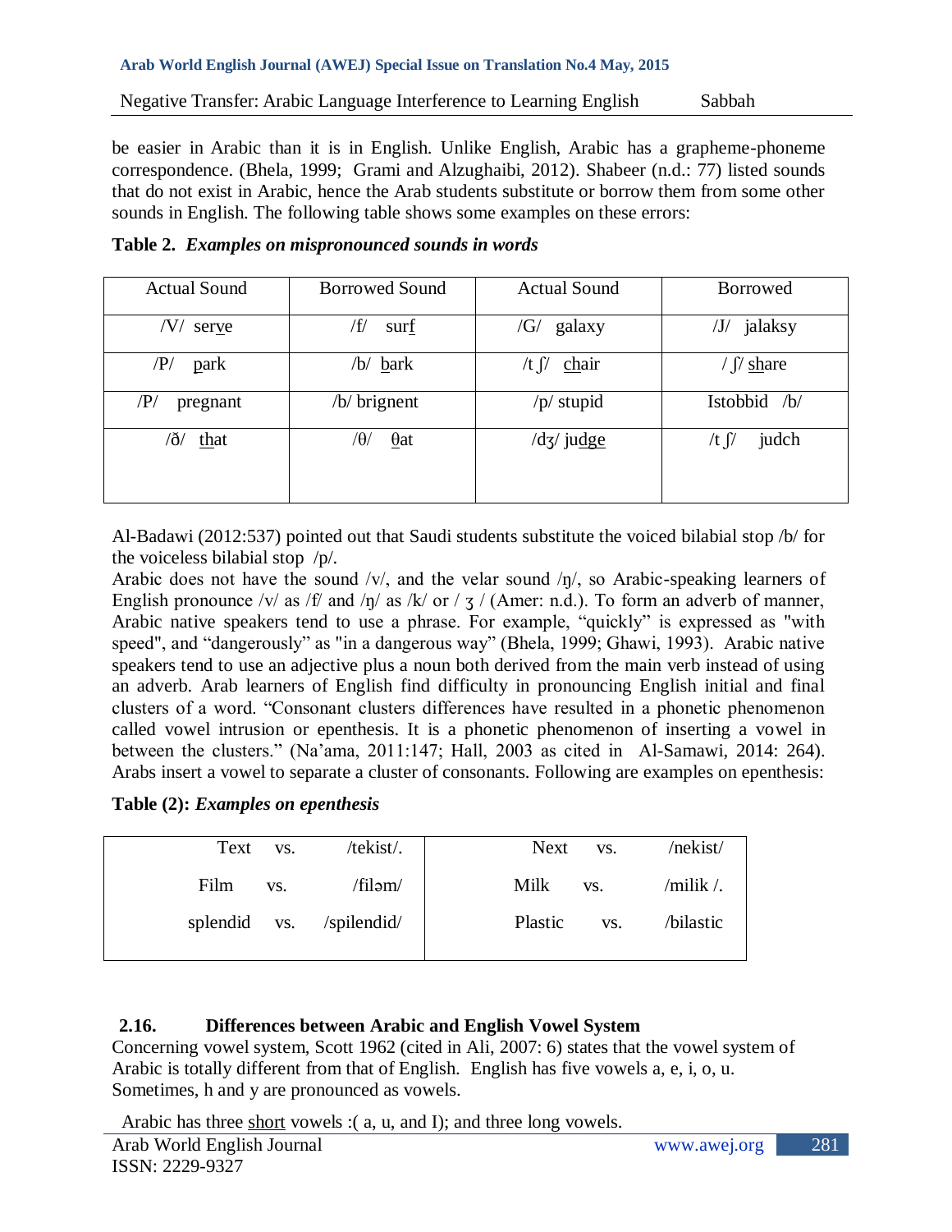be easier in Arabic than it is in English. Unlike English, Arabic has a grapheme-phoneme correspondence. (Bhela, 1999; Grami and Alzughaibi, 2012). Shabeer (n.d.: 77) listed sounds that do not exist in Arabic, hence the Arab students substitute or borrow them from some other sounds in English. The following table shows some examples on these errors:

**Table 2.** ***Examples on mispronounced sounds in words***

| Actual Sound | Borrowed Sound | Actual Sound | Borrowed |
|---|---|---|---|
| /V/ ser<u>v</u>e | /f/ sur<u>f</u> | /G/ galaxy | /J/ jalaksy |
| /P/ <u>p</u>ark | /b/ <u>b</u>ark | /t ʃ/ <u>ch</u>air | / ʃ/ <u>sh</u>are |
| /P/ pregnant | /b/ brignent | /p/ stupid | Istobbid /b/ |
| /ð/ <u>th</u>at | /θ/ <u>θ</u>at | /dʒ/ ju<u>dge</u> | /t ʃ/ judch |

Al-Badawi (2012:537) pointed out that Saudi students substitute the voiced bilabial stop /b/ for the voiceless bilabial stop /p/.

Arabic does not have the sound /v/, and the velar sound /ŋ/, so Arabic-speaking learners of English pronounce /v/ as /f/ and /ŋ/ as /k/ or / ʒ / (Amer: n.d.). To form an adverb of manner, Arabic native speakers tend to use a phrase. For example, "quickly" is expressed as "with speed", and "dangerously" as "in a dangerous way" (Bhela, 1999; Ghawi, 1993). Arabic native speakers tend to use an adjective plus a noun both derived from the main verb instead of using an adverb. Arab learners of English find difficulty in pronouncing English initial and final clusters of a word. "Consonant clusters differences have resulted in a phonetic phenomenon called vowel intrusion or epenthesis. It is a phonetic phenomenon of inserting a vowel in between the clusters." (Na'ama, 2011:147; Hall, 2003 as cited in Al-Samawi, 2014: 264). Arabs insert a vowel to separate a cluster of consonants. Following are examples on epenthesis:

**Table (2):** ***Examples on epenthesis***

| | | | | | |
|---|---|---|---|---|---|
| Text | vs. | /tekist/. | Next | vs. | /nekist/ |
| Film | vs. | /filəm/ | Milk | vs. | /milik /. |
| splendid | vs. | /spilendid/ | Plastic | vs. | /bilastic |

## 2.16. Differences between Arabic and English Vowel System

Concerning vowel system, Scott 1962 (cited in Ali, 2007: 6) states that the vowel system of Arabic is totally different from that of English. English has five vowels a, e, i, o, u. Sometimes, h and y are pronounced as vowels.

Arabic has three <u>short</u> vowels :( a, u, and I); and three long vowels.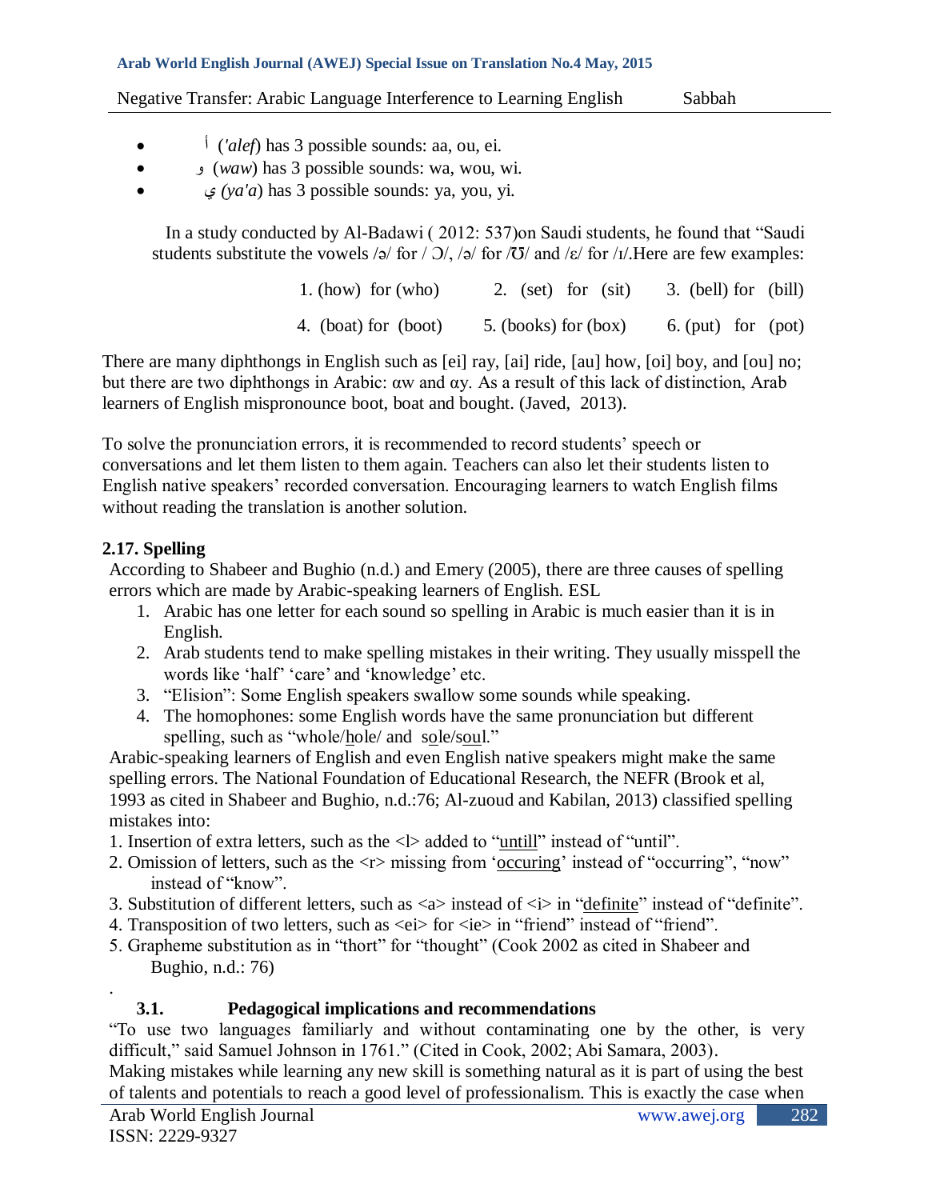- أ (*'alef*) has 3 possible sounds: aa, ou, ei.
- و (*waw*) has 3 possible sounds: wa, wou, wi.
- ي *(ya'a*) has 3 possible sounds: ya, you, yi.

In a study conducted by Al-Badawi ( 2012: 537)on Saudi students, he found that "Saudi students substitute the vowels /ə/ for / Ɔ/, /ə/ for /Ʊ/ and /ɛ/ for /ɪ/.Here are few examples:

1. (how) for (who)    2. (set) for (sit)    3. (bell) for (bill)

4. (boat) for (boot)    5. (books) for (box)    6. (put) for (pot)

There are many diphthongs in English such as [ei] ray, [ai] ride, [au] how, [oi] boy, and [ou] no; but there are two diphthongs in Arabic: αw and αy. As a result of this lack of distinction, Arab learners of English mispronounce boot, boat and bought. (Javed, 2013).

To solve the pronunciation errors, it is recommended to record students' speech or conversations and let them listen to them again. Teachers can also let their students listen to English native speakers' recorded conversation. Encouraging learners to watch English films without reading the translation is another solution.

## 2.17. Spelling

According to Shabeer and Bughio (n.d.) and Emery (2005), there are three causes of spelling errors which are made by Arabic-speaking learners of English. ESL

1. Arabic has one letter for each sound so spelling in Arabic is much easier than it is in English.
2. Arab students tend to make spelling mistakes in their writing. They usually misspell the words like 'half' 'care' and 'knowledge' etc.
3. "Elision": Some English speakers swallow some sounds while speaking.
4. The homophones: some English words have the same pronunciation but different spelling, such as "whole/hole/ and sole/soul."

Arabic-speaking learners of English and even English native speakers might make the same spelling errors. The National Foundation of Educational Research, the NEFR (Brook et al, 1993 as cited in Shabeer and Bughio, n.d.:76; Al-zuoud and Kabilan, 2013) classified spelling mistakes into:

1. Insertion of extra letters, such as the <l> added to "untill" instead of "until".
2. Omission of letters, such as the <r> missing from 'occuring' instead of "occurring", "now" instead of "know".
3. Substitution of different letters, such as <a> instead of <i> in "definite" instead of "definite".
4. Transposition of two letters, such as <ei> for <ie> in "friend" instead of "friend".
5. Grapheme substitution as in "thort" for "thought" (Cook 2002 as cited in Shabeer and Bughio, n.d.: 76)

.

### 3.1. Pedagogical implications and recommendations

"To use two languages familiarly and without contaminating one by the other, is very difficult," said Samuel Johnson in 1761." (Cited in Cook, 2002; Abi Samara, 2003).

Making mistakes while learning any new skill is something natural as it is part of using the best of talents and potentials to reach a good level of professionalism. This is exactly the case when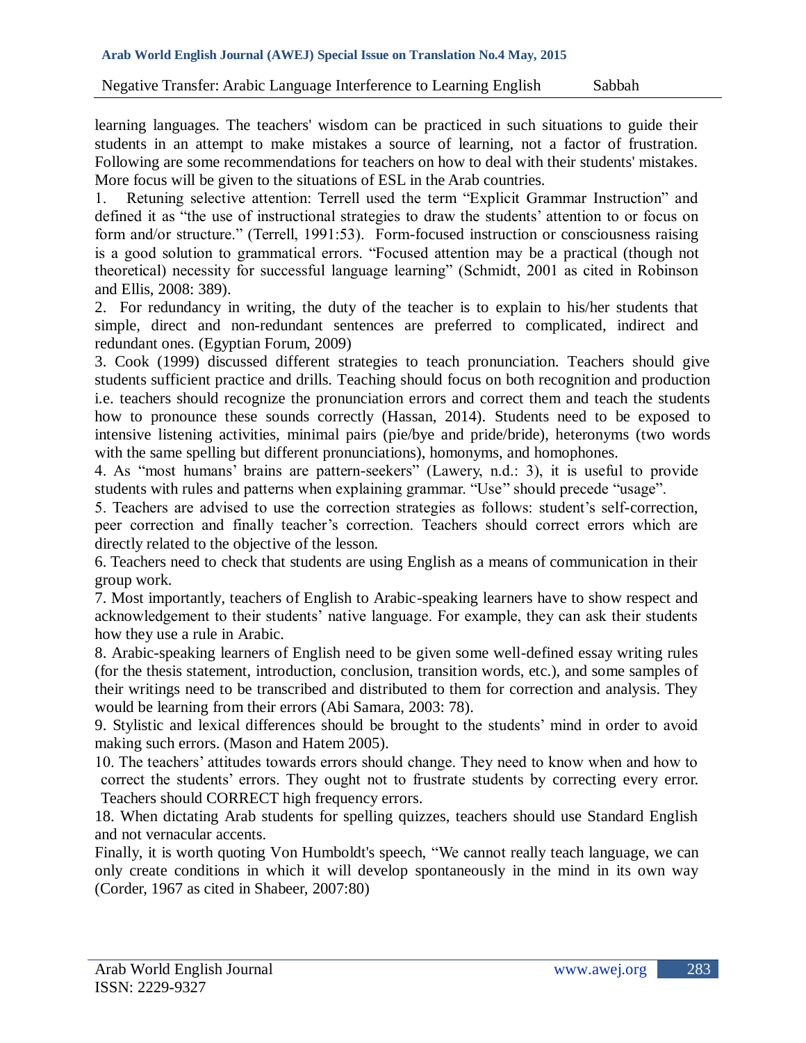learning languages. The teachers' wisdom can be practiced in such situations to guide their students in an attempt to make mistakes a source of learning, not a factor of frustration. Following are some recommendations for teachers on how to deal with their students' mistakes. More focus will be given to the situations of ESL in the Arab countries.

1. Retuning selective attention: Terrell used the term "Explicit Grammar Instruction" and defined it as "the use of instructional strategies to draw the students' attention to or focus on form and/or structure." (Terrell, 1991:53). Form-focused instruction or consciousness raising is a good solution to grammatical errors. "Focused attention may be a practical (though not theoretical) necessity for successful language learning" (Schmidt, 2001 as cited in Robinson and Ellis, 2008: 389).

2. For redundancy in writing, the duty of the teacher is to explain to his/her students that simple, direct and non-redundant sentences are preferred to complicated, indirect and redundant ones. (Egyptian Forum, 2009)

3. Cook (1999) discussed different strategies to teach pronunciation. Teachers should give students sufficient practice and drills. Teaching should focus on both recognition and production i.e. teachers should recognize the pronunciation errors and correct them and teach the students how to pronounce these sounds correctly (Hassan, 2014). Students need to be exposed to intensive listening activities, minimal pairs (pie/bye and pride/bride), heteronyms (two words with the same spelling but different pronunciations), homonyms, and homophones.

4. As "most humans' brains are pattern-seekers" (Lawery, n.d.: 3), it is useful to provide students with rules and patterns when explaining grammar. "Use" should precede "usage".

5. Teachers are advised to use the correction strategies as follows: student's self-correction, peer correction and finally teacher's correction. Teachers should correct errors which are directly related to the objective of the lesson.

6. Teachers need to check that students are using English as a means of communication in their group work.

7. Most importantly, teachers of English to Arabic-speaking learners have to show respect and acknowledgement to their students' native language. For example, they can ask their students how they use a rule in Arabic.

8. Arabic-speaking learners of English need to be given some well-defined essay writing rules (for the thesis statement, introduction, conclusion, transition words, etc.), and some samples of their writings need to be transcribed and distributed to them for correction and analysis. They would be learning from their errors (Abi Samara, 2003: 78).

9. Stylistic and lexical differences should be brought to the students' mind in order to avoid making such errors. (Mason and Hatem 2005).

10. The teachers' attitudes towards errors should change. They need to know when and how to correct the students' errors. They ought not to frustrate students by correcting every error. Teachers should CORRECT high frequency errors.

18. When dictating Arab students for spelling quizzes, teachers should use Standard English and not vernacular accents.

Finally, it is worth quoting Von Humboldt's speech, "We cannot really teach language, we can only create conditions in which it will develop spontaneously in the mind in its own way (Corder, 1967 as cited in Shabeer, 2007:80)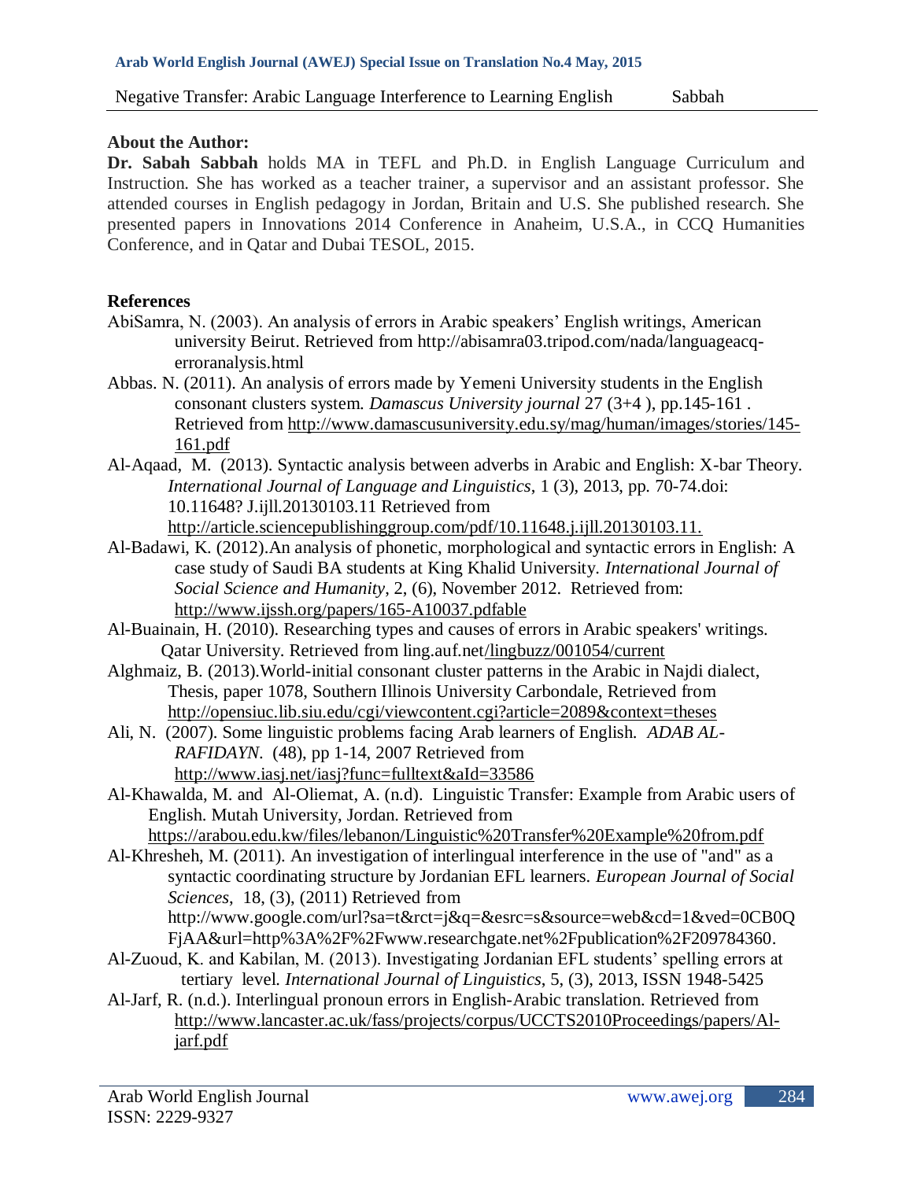**About the Author:**

**Dr. Sabah Sabbah** holds MA in TEFL and Ph.D. in English Language Curriculum and Instruction. She has worked as a teacher trainer, a supervisor and an assistant professor. She attended courses in English pedagogy in Jordan, Britain and U.S. She published research. She presented papers in Innovations 2014 Conference in Anaheim, U.S.A., in CCQ Humanities Conference, and in Qatar and Dubai TESOL, 2015.

**References**

AbiSamra, N. (2003). An analysis of errors in Arabic speakers' English writings, American university Beirut. Retrieved from http://abisamra03.tripod.com/nada/languageacq-erroranalysis.html

Abbas. N. (2011). An analysis of errors made by Yemeni University students in the English consonant clusters system. *Damascus University journal* 27 (3+4 ), pp.145-161 . Retrieved from http://www.damascusuniversity.edu.sy/mag/human/images/stories/145-161.pdf

Al-Aqaad, M. (2013). Syntactic analysis between adverbs in Arabic and English: X-bar Theory. *International Journal of Language and Linguistics*, 1 (3), 2013, pp. 70-74.doi: 10.11648? J.ijll.20130103.11 Retrieved from http://article.sciencepublishinggroup.com/pdf/10.11648.j.ijll.20130103.11.

Al-Badawi, K. (2012).An analysis of phonetic, morphological and syntactic errors in English: A case study of Saudi BA students at King Khalid University. *International Journal of Social Science and Humanity*, 2, (6), November 2012. Retrieved from: http://www.ijssh.org/papers/165-A10037.pdfable

Al-Buainain, H. (2010). Researching types and causes of errors in Arabic speakers' writings. Qatar University. Retrieved from ling.auf.net/lingbuzz/001054/current

Alghmaiz, B. (2013).World-initial consonant cluster patterns in the Arabic in Najdi dialect, Thesis, paper 1078, Southern Illinois University Carbondale, Retrieved from http://opensiuc.lib.siu.edu/cgi/viewcontent.cgi?article=2089&context=theses

Ali, N. (2007). Some linguistic problems facing Arab learners of English. *ADAB AL-RAFIDAYN*. (48), pp 1-14, 2007 Retrieved from http://www.iasj.net/iasj?func=fulltext&aId=33586

Al-Khawalda, M. and Al-Oliemat, A. (n.d). Linguistic Transfer: Example from Arabic users of English. Mutah University, Jordan. Retrieved from https://arabou.edu.kw/files/lebanon/Linguistic%20Transfer%20Example%20from.pdf

Al-Khresheh, M. (2011). An investigation of interlingual interference in the use of "and" as a syntactic coordinating structure by Jordanian EFL learners. *European Journal of Social Sciences*, 18, (3), (2011) Retrieved from http://www.google.com/url?sa=t&rct=j&q=&esrc=s&source=web&cd=1&ved=0CB0QFjAA&url=http%3A%2F%2Fwww.researchgate.net%2Fpublication%2F209784360.

Al-Zuoud, K. and Kabilan, M. (2013). Investigating Jordanian EFL students' spelling errors at tertiary level. *International Journal of Linguistics*, 5, (3), 2013, ISSN 1948-5425

Al-Jarf, R. (n.d.). Interlingual pronoun errors in English-Arabic translation. Retrieved from http://www.lancaster.ac.uk/fass/projects/corpus/UCCTS2010Proceedings/papers/Al-jarf.pdf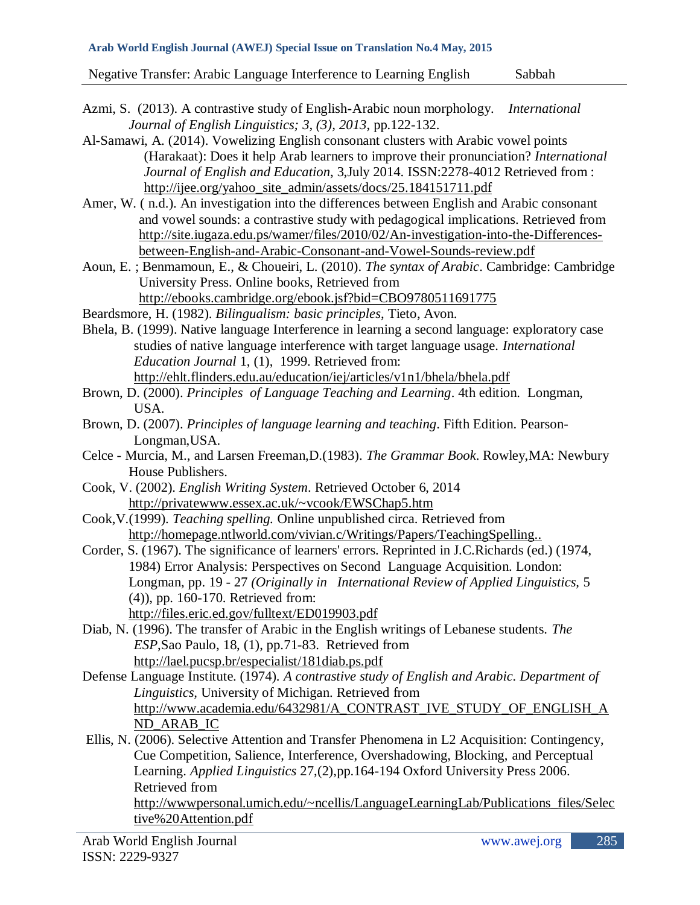Azmi, S. (2013). A contrastive study of English-Arabic noun morphology. *International Journal of English Linguistics; 3, (3), 2013*, pp.122-132.

Al-Samawi, A. (2014). Vowelizing English consonant clusters with Arabic vowel points (Harakaat): Does it help Arab learners to improve their pronunciation? *International Journal of English and Education*, 3,July 2014. ISSN:2278-4012 Retrieved from : http://ijee.org/yahoo_site_admin/assets/docs/25.184151711.pdf

Amer, W. ( n.d.). An investigation into the differences between English and Arabic consonant and vowel sounds: a contrastive study with pedagogical implications. Retrieved from http://site.iugaza.edu.ps/wamer/files/2010/02/An-investigation-into-the-Differences-between-English-and-Arabic-Consonant-and-Vowel-Sounds-review.pdf

Aoun, E. ; Benmamoun, E., & Choueiri, L. (2010). *The syntax of Arabic*. Cambridge: Cambridge University Press. Online books, Retrieved from http://ebooks.cambridge.org/ebook.jsf?bid=CBO9780511691775

Beardsmore, H. (1982). *Bilingualism: basic principles*, Tieto, Avon.

Bhela, B. (1999). Native language Interference in learning a second language: exploratory case studies of native language interference with target language usage. *International Education Journal* 1, (1), 1999. Retrieved from: http://ehlt.flinders.edu.au/education/iej/articles/v1n1/bhela/bhela.pdf

Brown, D. (2000). *Principles of Language Teaching and Learning*. 4th edition. Longman, USA.

Brown, D. (2007). *Principles of language learning and teaching*. Fifth Edition. Pearson-Longman,USA.

Celce - Murcia, M., and Larsen Freeman,D.(1983). *The Grammar Book*. Rowley,MA: Newbury House Publishers.

Cook, V. (2002). *English Writing System*. Retrieved October 6, 2014 http://privatewww.essex.ac.uk/~vcook/EWSChap5.htm

Cook,V.(1999). *Teaching spelling.* Online unpublished circa. Retrieved from http://homepage.ntlworld.com/vivian.c/Writings/Papers/TeachingSpelling..

Corder, S. (1967). The significance of learners' errors. Reprinted in J.C.Richards (ed.) (1974, 1984) Error Analysis: Perspectives on Second Language Acquisition. London: Longman, pp. 19 - 27 *(Originally in International Review of Applied Linguistics,* 5 (4)), pp. 160-170. Retrieved from: http://files.eric.ed.gov/fulltext/ED019903.pdf

Diab, N. (1996). The transfer of Arabic in the English writings of Lebanese students. *The ESP*,Sao Paulo, 18, (1), pp.71-83. Retrieved from http://lael.pucsp.br/especialist/181diab.ps.pdf

Defense Language Institute. (1974). *A contrastive study of English and Arabic. Department of Linguistics*, University of Michigan. Retrieved from http://www.academia.edu/6432981/A_CONTRAST_IVE_STUDY_OF_ENGLISH_AND_ARAB_IC

Ellis, N. (2006). Selective Attention and Transfer Phenomena in L2 Acquisition: Contingency, Cue Competition, Salience, Interference, Overshadowing, Blocking, and Perceptual Learning. *Applied Linguistics* 27,(2),pp.164-194 Oxford University Press 2006. Retrieved from http://wwwpersonal.umich.edu/~ncellis/LanguageLearningLab/Publications_files/Selective%20Attention.pdf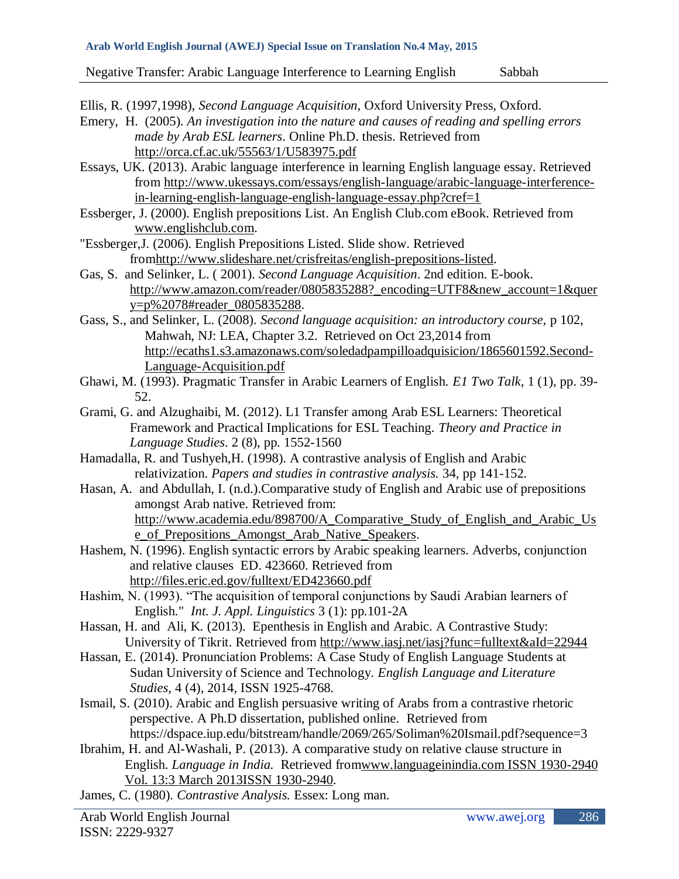Ellis, R. (1997,1998), *Second Language Acquisition*, Oxford University Press, Oxford.

Emery, H. (2005). *An investigation into the nature and causes of reading and spelling errors made by Arab ESL learners*. Online Ph.D. thesis. Retrieved from http://orca.cf.ac.uk/55563/1/U583975.pdf

Essays, UK. (2013). Arabic language interference in learning English language essay. Retrieved from http://www.ukessays.com/essays/english-language/arabic-language-interference-in-learning-english-language-english-language-essay.php?cref=1

Essberger, J. (2000). English prepositions List. An English Club.com eBook. Retrieved from www.englishclub.com.

"Essberger,J. (2006). English Prepositions Listed. Slide show. Retrieved fromhttp://www.slideshare.net/crisfreitas/english-prepositions-listed.

Gas, S. and Selinker, L. ( 2001). *Second Language Acquisition*. 2nd edition. E-book. http://www.amazon.com/reader/0805835288?_encoding=UTF8&new_account=1&query=p%2078#reader_0805835288.

Gass, S., and Selinker, L. (2008). *Second language acquisition: an introductory course,* p 102, Mahwah, NJ: LEA, Chapter 3.2. Retrieved on Oct 23,2014 from http://ecaths1.s3.amazonaws.com/soledadpampilloadquisicion/1865601592.Second-Language-Acquisition.pdf

Ghawi, M. (1993). Pragmatic Transfer in Arabic Learners of English. *E1 Two Talk*, 1 (1), pp. 39-52.

Grami, G. and Alzughaibi, M. (2012). L1 Transfer among Arab ESL Learners: Theoretical Framework and Practical Implications for ESL Teaching. *Theory and Practice in Language Studies*. 2 (8), pp. 1552-1560

Hamadalla, R. and Tushyeh,H. (1998). A contrastive analysis of English and Arabic relativization. *Papers and studies in contrastive analysis.* 34, pp 141-152.

Hasan, A. and Abdullah, I. (n.d.).Comparative study of English and Arabic use of prepositions amongst Arab native. Retrieved from: http://www.academia.edu/898700/A_Comparative_Study_of_English_and_Arabic_Use_of_Prepositions_Amongst_Arab_Native_Speakers.

Hashem, N. (1996). English syntactic errors by Arabic speaking learners. Adverbs, conjunction and relative clauses ED. 423660. Retrieved from http://files.eric.ed.gov/fulltext/ED423660.pdf

Hashim, N. (1993). "The acquisition of temporal conjunctions by Saudi Arabian learners of English." *Int. J. Appl. Linguistics* 3 (1): pp.101-2A

Hassan, H. and Ali, K. (2013). Epenthesis in English and Arabic. A Contrastive Study: University of Tikrit. Retrieved from http://www.iasj.net/iasj?func=fulltext&aId=22944

Hassan, E. (2014). Pronunciation Problems: A Case Study of English Language Students at Sudan University of Science and Technology. *English Language and Literature Studies,* 4 (4), 2014, ISSN 1925-4768.

Ismail, S. (2010). Arabic and English persuasive writing of Arabs from a contrastive rhetoric perspective. A Ph.D dissertation, published online. Retrieved from https://dspace.iup.edu/bitstream/handle/2069/265/Soliman%20Ismail.pdf?sequence=3

Ibrahim, H. and Al-Washali, P. (2013). A comparative study on relative clause structure in English. *Language in India.* Retrieved fromwww.languageinindia.com ISSN 1930-2940 Vol. 13:3 March 2013ISSN 1930-2940.

James, C. (1980). *Contrastive Analysis.* Essex: Long man.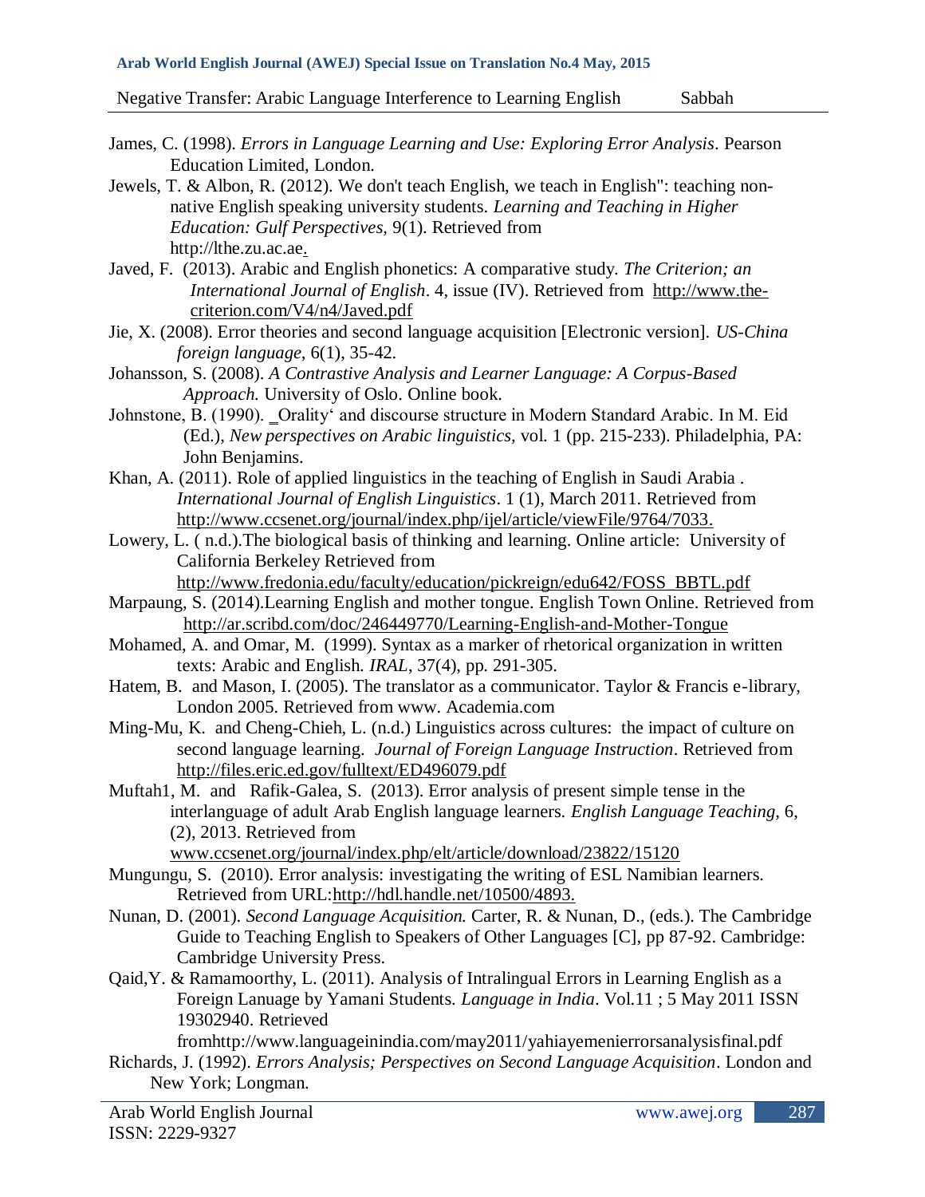James, C. (1998). *Errors in Language Learning and Use: Exploring Error Analysis*. Pearson Education Limited, London.

Jewels, T. & Albon, R. (2012). We don't teach English, we teach in English": teaching non-native English speaking university students. *Learning and Teaching in Higher Education: Gulf Perspectives*, 9(1). Retrieved from http://lthe.zu.ac.ae.

Javed, F. (2013). Arabic and English phonetics: A comparative study. *The Criterion; an International Journal of English*. 4, issue (IV). Retrieved from http://www.the-criterion.com/V4/n4/Javed.pdf

Jie, X. (2008). Error theories and second language acquisition [Electronic version]. *US-China foreign language*, 6(1), 35-42.

Johansson, S. (2008). *A Contrastive Analysis and Learner Language: A Corpus-Based Approach.* University of Oslo. Online book.

Johnstone, B. (1990). ‗Orality' and discourse structure in Modern Standard Arabic. In M. Eid (Ed.), *New perspectives on Arabic linguistics*, vol. 1 (pp. 215-233). Philadelphia, PA: John Benjamins.

Khan, A. (2011). Role of applied linguistics in the teaching of English in Saudi Arabia . *International Journal of English Linguistics*. 1 (1), March 2011. Retrieved from http://www.ccsenet.org/journal/index.php/ijel/article/viewFile/9764/7033.

Lowery, L. ( n.d.).The biological basis of thinking and learning. Online article: University of California Berkeley Retrieved from http://www.fredonia.edu/faculty/education/pickreign/edu642/FOSS_BBTL.pdf

Marpaung, S. (2014).Learning English and mother tongue. English Town Online. Retrieved from http://ar.scribd.com/doc/246449770/Learning-English-and-Mother-Tongue

Mohamed, A. and Omar, M. (1999). Syntax as a marker of rhetorical organization in written texts: Arabic and English. *IRAL*, 37(4), pp. 291-305.

Hatem, B. and Mason, I. (2005). The translator as a communicator. Taylor & Francis e-library, London 2005. Retrieved from www. Academia.com

Ming-Mu, K. and Cheng-Chieh, L. (n.d.) Linguistics across cultures: the impact of culture on second language learning. *Journal of Foreign Language Instruction*. Retrieved from http://files.eric.ed.gov/fulltext/ED496079.pdf

Muftah1, M. and Rafik-Galea, S. (2013). Error analysis of present simple tense in the interlanguage of adult Arab English language learners. *English Language Teaching*, 6, (2), 2013. Retrieved from www.ccsenet.org/journal/index.php/elt/article/download/23822/15120

Mungungu, S. (2010). Error analysis: investigating the writing of ESL Namibian learners. Retrieved from URL:http://hdl.handle.net/10500/4893.

Nunan, D. (2001). *Second Language Acquisition.* Carter, R. & Nunan, D., (eds.). The Cambridge Guide to Teaching English to Speakers of Other Languages [C], pp 87-92. Cambridge: Cambridge University Press.

Qaid,Y. & Ramamoorthy, L. (2011). Analysis of Intralingual Errors in Learning English as a Foreign Lanuage by Yamani Students. *Language in India*. Vol.11 ; 5 May 2011 ISSN 19302940. Retrieved fromhttp://www.languageinindia.com/may2011/yahiayemenierrorsanalysisfinal.pdf

Richards, J. (1992). *Errors Analysis; Perspectives on Second Language Acquisition*. London and New York; Longman.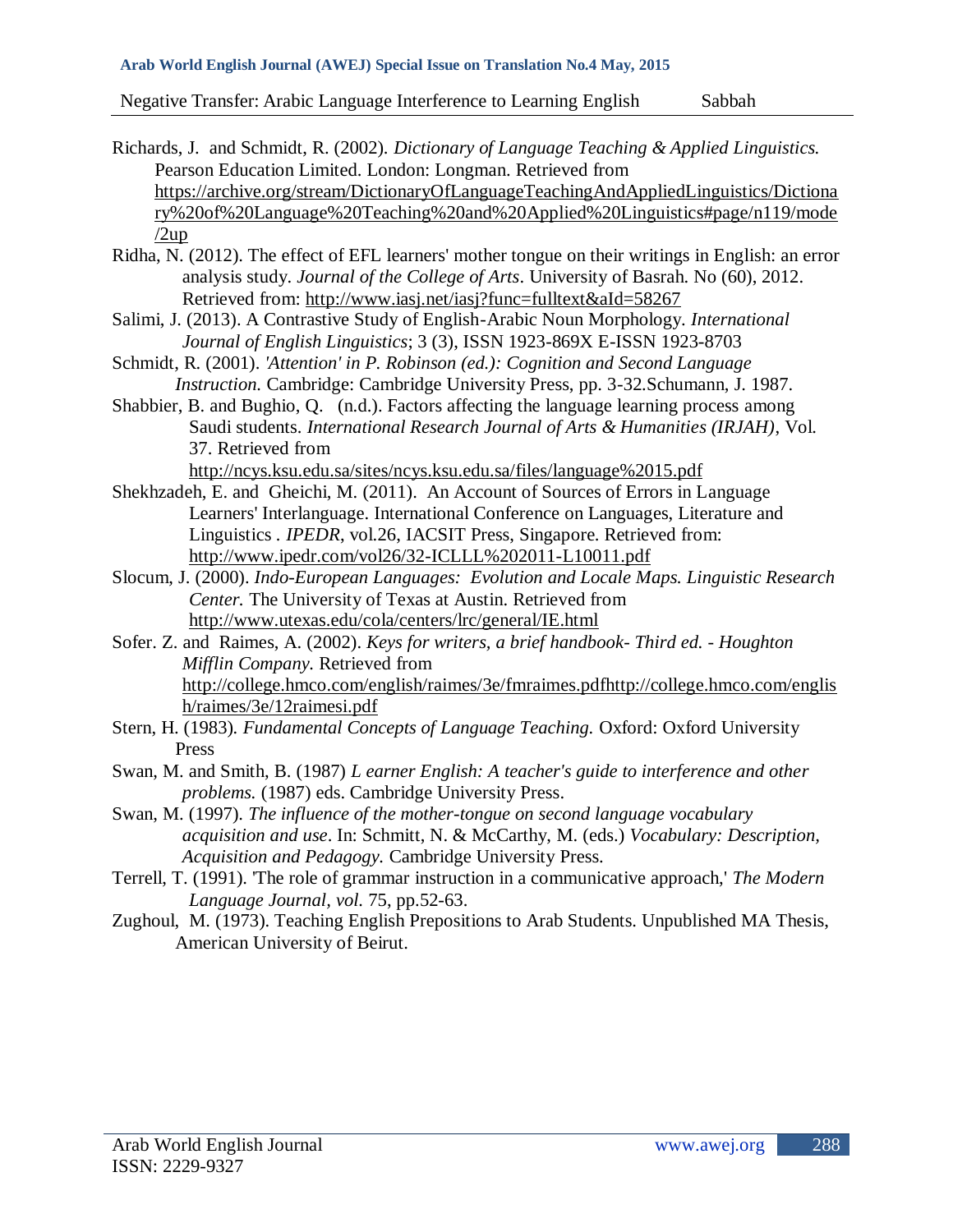Richards, J. and Schmidt, R. (2002). *Dictionary of Language Teaching & Applied Linguistics.* Pearson Education Limited. London: Longman. Retrieved from https://archive.org/stream/DictionaryOfLanguageTeachingAndAppliedLinguistics/Dictionary%20of%20Language%20Teaching%20and%20Applied%20Linguistics#page/n119/mode/2up

Ridha, N. (2012). The effect of EFL learners' mother tongue on their writings in English: an error analysis study. *Journal of the College of Arts*. University of Basrah. No (60), 2012. Retrieved from: http://www.iasj.net/iasj?func=fulltext&aId=58267

Salimi, J. (2013). A Contrastive Study of English-Arabic Noun Morphology. *International Journal of English Linguistics*; 3 (3), ISSN 1923-869X E-ISSN 1923-8703

Schmidt, R. (2001). *'Attention' in P. Robinson (ed.): Cognition and Second Language Instruction.* Cambridge: Cambridge University Press, pp. 3-32.Schumann, J. 1987.

Shabbier, B. and Bughio, Q. (n.d.). Factors affecting the language learning process among Saudi students. *International Research Journal of Arts & Humanities (IRJAH)*, Vol. 37. Retrieved from http://ncys.ksu.edu.sa/sites/ncys.ksu.edu.sa/files/language%2015.pdf

Shekhzadeh, E. and Gheichi, M. (2011). An Account of Sources of Errors in Language Learners' Interlanguage. International Conference on Languages, Literature and Linguistics . *IPEDR*, vol.26, IACSIT Press, Singapore. Retrieved from: http://www.ipedr.com/vol26/32-ICLLL%202011-L10011.pdf

Slocum, J. (2000). *Indo-European Languages: Evolution and Locale Maps. Linguistic Research Center.* The University of Texas at Austin. Retrieved from http://www.utexas.edu/cola/centers/lrc/general/IE.html

Sofer. Z. and Raimes, A. (2002). *Keys for writers, a brief handbook- Third ed. - Houghton Mifflin Company.* Retrieved from http://college.hmco.com/english/raimes/3e/fmraimes.pdfhttp://college.hmco.com/english/raimes/3e/12raimesi.pdf

Stern, H. (1983). *Fundamental Concepts of Language Teaching.* Oxford: Oxford University Press

Swan, M. and Smith, B. (1987) *L earner English: A teacher's guide to interference and other problems.* (1987) eds. Cambridge University Press.

Swan, M. (1997). *The influence of the mother-tongue on second language vocabulary acquisition and use*. In: Schmitt, N. & McCarthy, M. (eds.) *Vocabulary: Description, Acquisition and Pedagogy.* Cambridge University Press.

Terrell, T. (1991). 'The role of grammar instruction in a communicative approach,' *The Modern Language Journal, vol.* 75, pp.52-63.

Zughoul, M. (1973). Teaching English Prepositions to Arab Students. Unpublished MA Thesis, American University of Beirut.